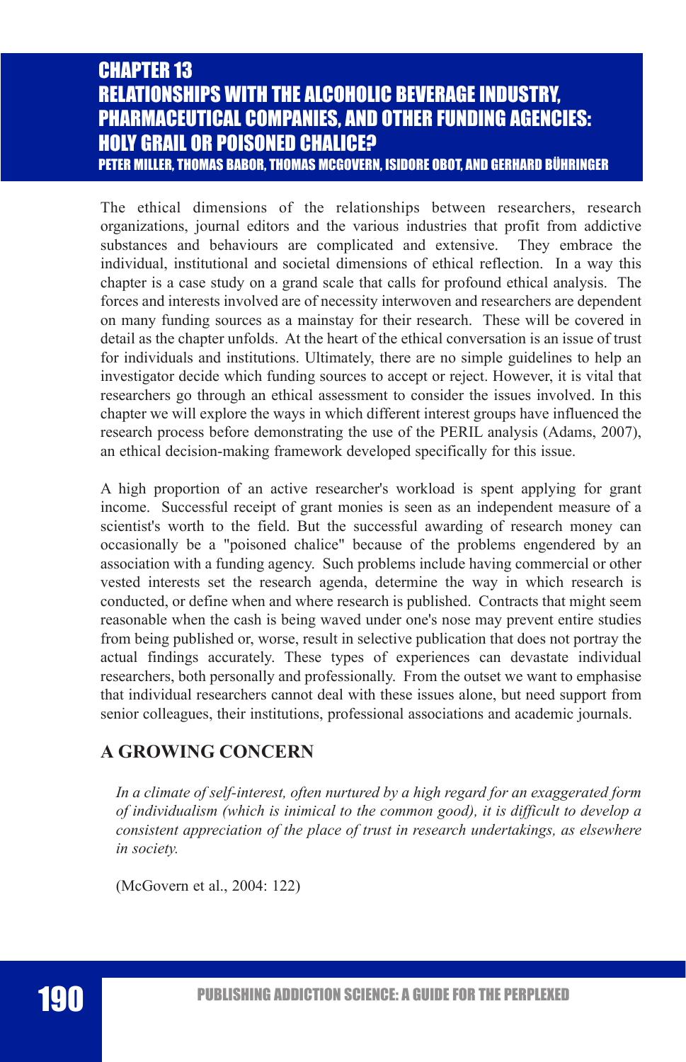# CHAPTER 13
# RELATIONSHIPS WITH THE ALCOHOLIC BEVERAGE INDUSTRY, PHARMACEUTICAL COMPANIES, AND OTHER FUNDING AGENCIES: HOLY GRAIL OR POISONED CHALICE?

**PETER MILLER, THOMAS BABOR, THOMAS MCGOVERN, ISIDORE OBOT, AND GERHARD BÜHRINGER**

The ethical dimensions of the relationships between researchers, research organizations, journal editors and the various industries that profit from addictive substances and behaviours are complicated and extensive. They embrace the individual, institutional and societal dimensions of ethical reflection. In a way this chapter is a case study on a grand scale that calls for profound ethical analysis. The forces and interests involved are of necessity interwoven and researchers are dependent on many funding sources as a mainstay for their research. These will be covered in detail as the chapter unfolds. At the heart of the ethical conversation is an issue of trust for individuals and institutions. Ultimately, there are no simple guidelines to help an investigator decide which funding sources to accept or reject. However, it is vital that researchers go through an ethical assessment to consider the issues involved. In this chapter we will explore the ways in which different interest groups have influenced the research process before demonstrating the use of the PERIL analysis (Adams, 2007), an ethical decision-making framework developed specifically for this issue.

A high proportion of an active researcher's workload is spent applying for grant income. Successful receipt of grant monies is seen as an independent measure of a scientist's worth to the field. But the successful awarding of research money can occasionally be a "poisoned chalice" because of the problems engendered by an association with a funding agency. Such problems include having commercial or other vested interests set the research agenda, determine the way in which research is conducted, or define when and where research is published. Contracts that might seem reasonable when the cash is being waved under one's nose may prevent entire studies from being published or, worse, result in selective publication that does not portray the actual findings accurately. These types of experiences can devastate individual researchers, both personally and professionally. From the outset we want to emphasise that individual researchers cannot deal with these issues alone, but need support from senior colleagues, their institutions, professional associations and academic journals.

## A GROWING CONCERN

> *In a climate of self-interest, often nurtured by a high regard for an exaggerated form of individualism (which is inimical to the common good), it is difficult to develop a consistent appreciation of the place of trust in research undertakings, as elsewhere in society.*
>
> (McGovern et al., 2004: 122)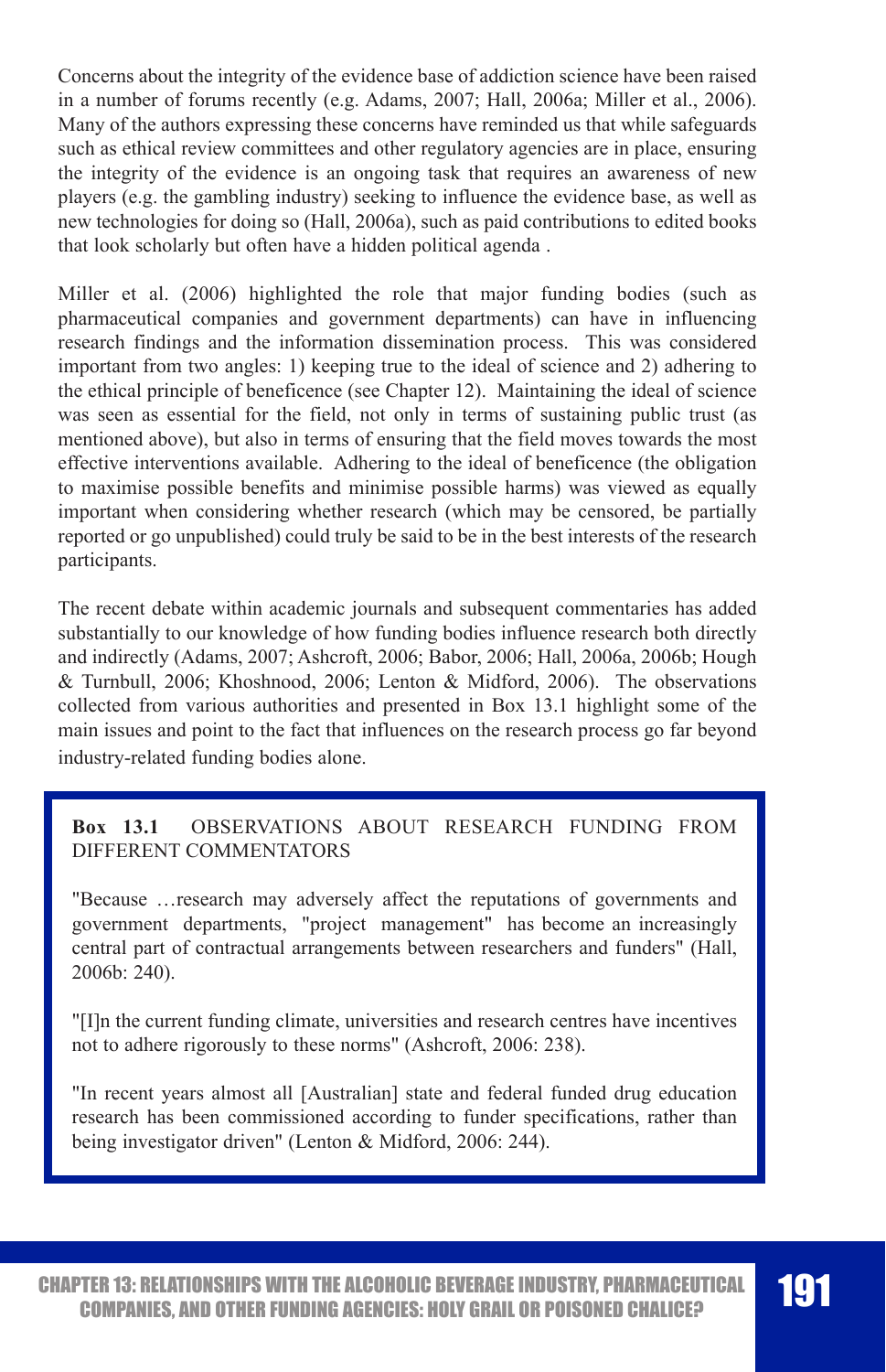Concerns about the integrity of the evidence base of addiction science have been raised in a number of forums recently (e.g. Adams, 2007; Hall, 2006a; Miller et al., 2006). Many of the authors expressing these concerns have reminded us that while safeguards such as ethical review committees and other regulatory agencies are in place, ensuring the integrity of the evidence is an ongoing task that requires an awareness of new players (e.g. the gambling industry) seeking to influence the evidence base, as well as new technologies for doing so (Hall, 2006a), such as paid contributions to edited books that look scholarly but often have a hidden political agenda .

Miller et al. (2006) highlighted the role that major funding bodies (such as pharmaceutical companies and government departments) can have in influencing research findings and the information dissemination process. This was considered important from two angles: 1) keeping true to the ideal of science and 2) adhering to the ethical principle of beneficence (see Chapter 12). Maintaining the ideal of science was seen as essential for the field, not only in terms of sustaining public trust (as mentioned above), but also in terms of ensuring that the field moves towards the most effective interventions available. Adhering to the ideal of beneficence (the obligation to maximise possible benefits and minimise possible harms) was viewed as equally important when considering whether research (which may be censored, be partially reported or go unpublished) could truly be said to be in the best interests of the research participants.

The recent debate within academic journals and subsequent commentaries has added substantially to our knowledge of how funding bodies influence research both directly and indirectly (Adams, 2007; Ashcroft, 2006; Babor, 2006; Hall, 2006a, 2006b; Hough & Turnbull, 2006; Khoshnood, 2006; Lenton & Midford, 2006). The observations collected from various authorities and presented in Box 13.1 highlight some of the main issues and point to the fact that influences on the research process go far beyond industry-related funding bodies alone.

**Box 13.1** OBSERVATIONS ABOUT RESEARCH FUNDING FROM DIFFERENT COMMENTATORS

"Because …research may adversely affect the reputations of governments and government departments, "project management" has become an increasingly central part of contractual arrangements between researchers and funders" (Hall, 2006b: 240).

"[I]n the current funding climate, universities and research centres have incentives not to adhere rigorously to these norms" (Ashcroft, 2006: 238).

"In recent years almost all [Australian] state and federal funded drug education research has been commissioned according to funder specifications, rather than being investigator driven" (Lenton & Midford, 2006: 244).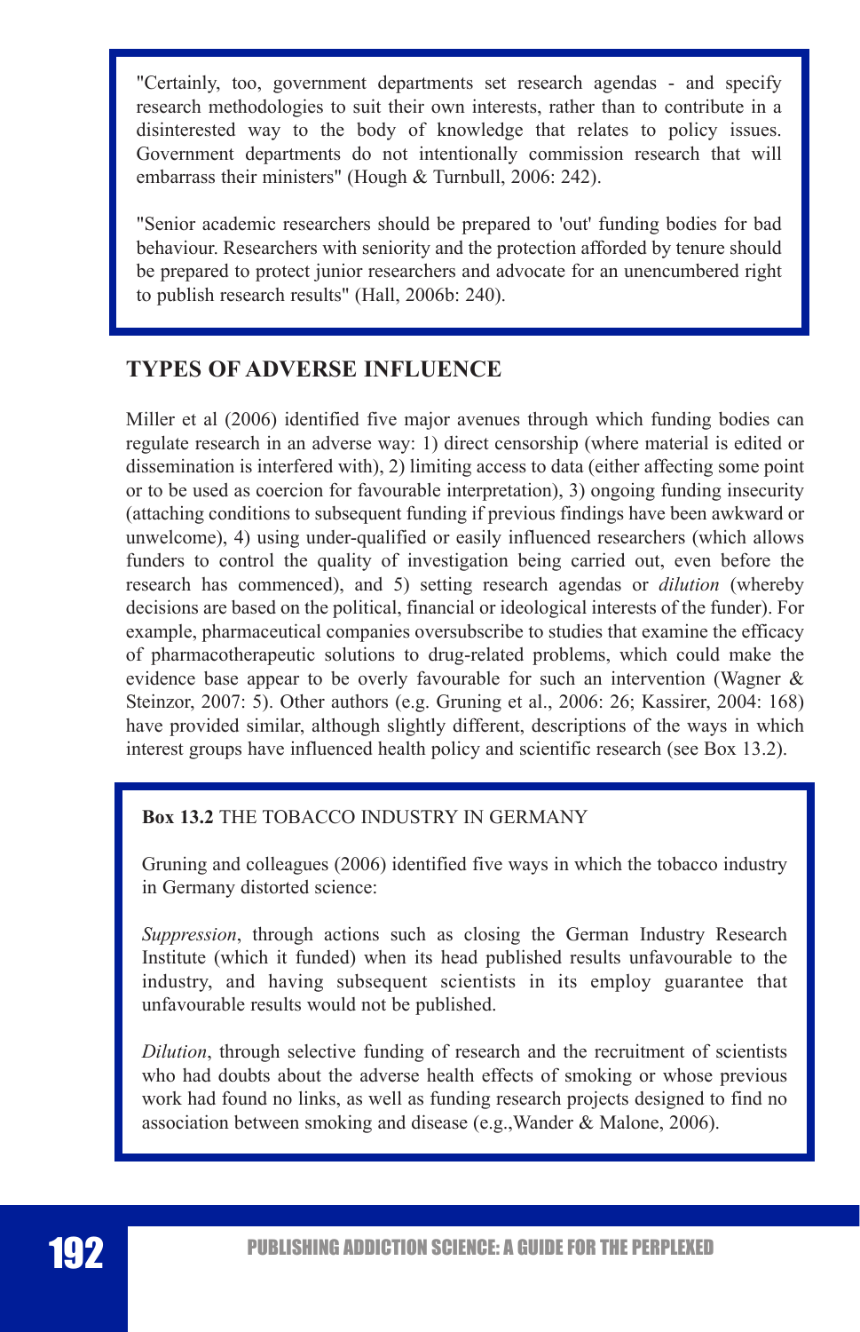> "Certainly, too, government departments set research agendas - and specify research methodologies to suit their own interests, rather than to contribute in a disinterested way to the body of knowledge that relates to policy issues. Government departments do not intentionally commission research that will embarrass their ministers" (Hough & Turnbull, 2006: 242).
>
> "Senior academic researchers should be prepared to 'out' funding bodies for bad behaviour. Researchers with seniority and the protection afforded by tenure should be prepared to protect junior researchers and advocate for an unencumbered right to publish research results" (Hall, 2006b: 240).

## TYPES OF ADVERSE INFLUENCE

Miller et al (2006) identified five major avenues through which funding bodies can regulate research in an adverse way: 1) direct censorship (where material is edited or dissemination is interfered with), 2) limiting access to data (either affecting some point or to be used as coercion for favourable interpretation), 3) ongoing funding insecurity (attaching conditions to subsequent funding if previous findings have been awkward or unwelcome), 4) using under-qualified or easily influenced researchers (which allows funders to control the quality of investigation being carried out, even before the research has commenced), and 5) setting research agendas or *dilution* (whereby decisions are based on the political, financial or ideological interests of the funder). For example, pharmaceutical companies oversubscribe to studies that examine the efficacy of pharmacotherapeutic solutions to drug-related problems, which could make the evidence base appear to be overly favourable for such an intervention (Wagner & Steinzor, 2007: 5). Other authors (e.g. Gruning et al., 2006: 26; Kassirer, 2004: 168) have provided similar, although slightly different, descriptions of the ways in which interest groups have influenced health policy and scientific research (see Box 13.2).

> **Box 13.2** THE TOBACCO INDUSTRY IN GERMANY
>
> Gruning and colleagues (2006) identified five ways in which the tobacco industry in Germany distorted science:
>
> *Suppression*, through actions such as closing the German Industry Research Institute (which it funded) when its head published results unfavourable to the industry, and having subsequent scientists in its employ guarantee that unfavourable results would not be published.
>
> *Dilution*, through selective funding of research and the recruitment of scientists who had doubts about the adverse health effects of smoking or whose previous work had found no links, as well as funding research projects designed to find no association between smoking and disease (e.g.,Wander & Malone, 2006).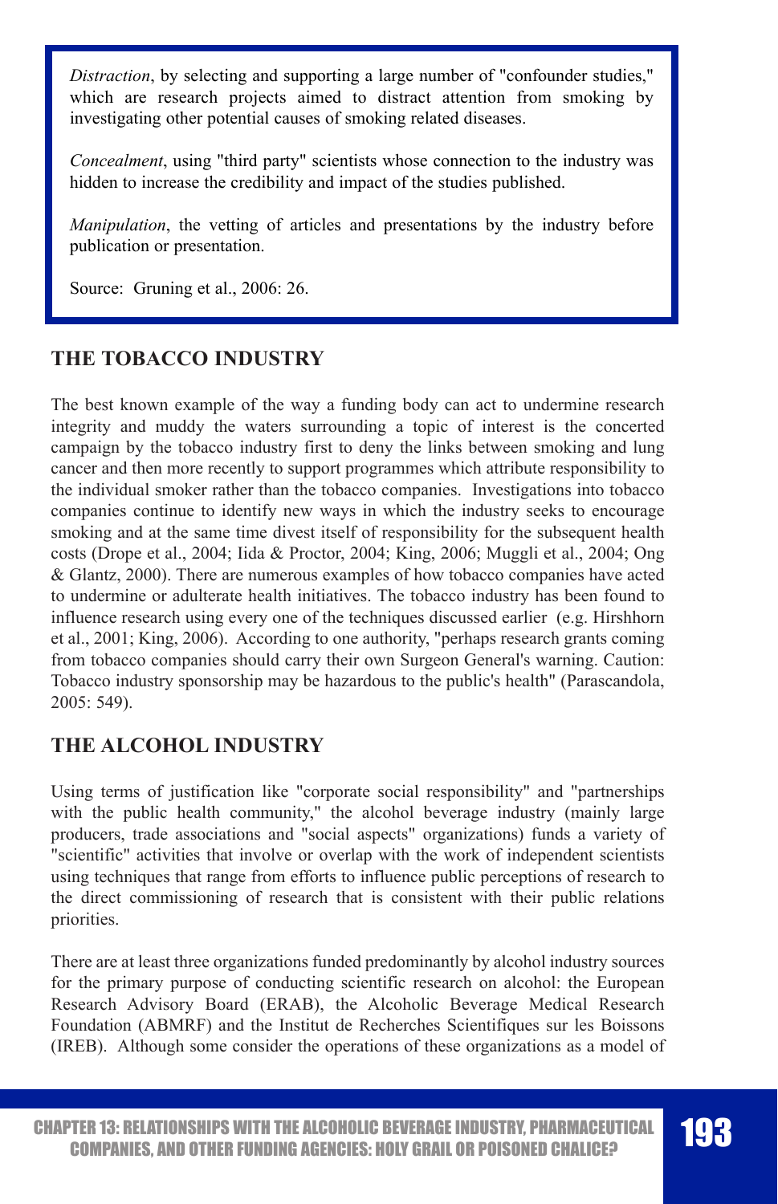*Distraction*, by selecting and supporting a large number of "confounder studies," which are research projects aimed to distract attention from smoking by investigating other potential causes of smoking related diseases.

*Concealment*, using "third party" scientists whose connection to the industry was hidden to increase the credibility and impact of the studies published.

*Manipulation*, the vetting of articles and presentations by the industry before publication or presentation.

Source: Gruning et al., 2006: 26.

## THE TOBACCO INDUSTRY

The best known example of the way a funding body can act to undermine research integrity and muddy the waters surrounding a topic of interest is the concerted campaign by the tobacco industry first to deny the links between smoking and lung cancer and then more recently to support programmes which attribute responsibility to the individual smoker rather than the tobacco companies. Investigations into tobacco companies continue to identify new ways in which the industry seeks to encourage smoking and at the same time divest itself of responsibility for the subsequent health costs (Drope et al., 2004; Iida & Proctor, 2004; King, 2006; Muggli et al., 2004; Ong & Glantz, 2000). There are numerous examples of how tobacco companies have acted to undermine or adulterate health initiatives. The tobacco industry has been found to influence research using every one of the techniques discussed earlier (e.g. Hirshhorn et al., 2001; King, 2006). According to one authority, "perhaps research grants coming from tobacco companies should carry their own Surgeon General's warning. Caution: Tobacco industry sponsorship may be hazardous to the public's health" (Parascandola, 2005: 549).

## THE ALCOHOL INDUSTRY

Using terms of justification like "corporate social responsibility" and "partnerships with the public health community," the alcohol beverage industry (mainly large producers, trade associations and "social aspects" organizations) funds a variety of "scientific" activities that involve or overlap with the work of independent scientists using techniques that range from efforts to influence public perceptions of research to the direct commissioning of research that is consistent with their public relations priorities.

There are at least three organizations funded predominantly by alcohol industry sources for the primary purpose of conducting scientific research on alcohol: the European Research Advisory Board (ERAB), the Alcoholic Beverage Medical Research Foundation (ABMRF) and the Institut de Recherches Scientifiques sur les Boissons (IREB). Although some consider the operations of these organizations as a model of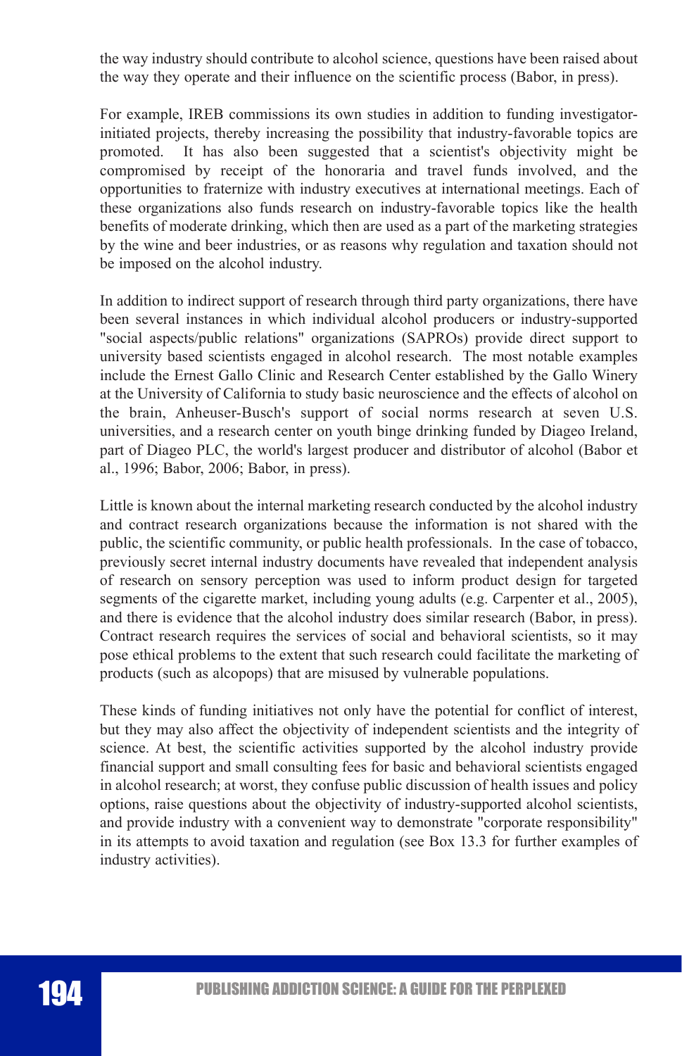the way industry should contribute to alcohol science, questions have been raised about the way they operate and their influence on the scientific process (Babor, in press).

For example, IREB commissions its own studies in addition to funding investigator-initiated projects, thereby increasing the possibility that industry-favorable topics are promoted. It has also been suggested that a scientist's objectivity might be compromised by receipt of the honoraria and travel funds involved, and the opportunities to fraternize with industry executives at international meetings. Each of these organizations also funds research on industry-favorable topics like the health benefits of moderate drinking, which then are used as a part of the marketing strategies by the wine and beer industries, or as reasons why regulation and taxation should not be imposed on the alcohol industry.

In addition to indirect support of research through third party organizations, there have been several instances in which individual alcohol producers or industry-supported "social aspects/public relations" organizations (SAPROs) provide direct support to university based scientists engaged in alcohol research. The most notable examples include the Ernest Gallo Clinic and Research Center established by the Gallo Winery at the University of California to study basic neuroscience and the effects of alcohol on the brain, Anheuser-Busch's support of social norms research at seven U.S. universities, and a research center on youth binge drinking funded by Diageo Ireland, part of Diageo PLC, the world's largest producer and distributor of alcohol (Babor et al., 1996; Babor, 2006; Babor, in press).

Little is known about the internal marketing research conducted by the alcohol industry and contract research organizations because the information is not shared with the public, the scientific community, or public health professionals. In the case of tobacco, previously secret internal industry documents have revealed that independent analysis of research on sensory perception was used to inform product design for targeted segments of the cigarette market, including young adults (e.g. Carpenter et al., 2005), and there is evidence that the alcohol industry does similar research (Babor, in press). Contract research requires the services of social and behavioral scientists, so it may pose ethical problems to the extent that such research could facilitate the marketing of products (such as alcopops) that are misused by vulnerable populations.

These kinds of funding initiatives not only have the potential for conflict of interest, but they may also affect the objectivity of independent scientists and the integrity of science. At best, the scientific activities supported by the alcohol industry provide financial support and small consulting fees for basic and behavioral scientists engaged in alcohol research; at worst, they confuse public discussion of health issues and policy options, raise questions about the objectivity of industry-supported alcohol scientists, and provide industry with a convenient way to demonstrate "corporate responsibility" in its attempts to avoid taxation and regulation (see Box 13.3 for further examples of industry activities).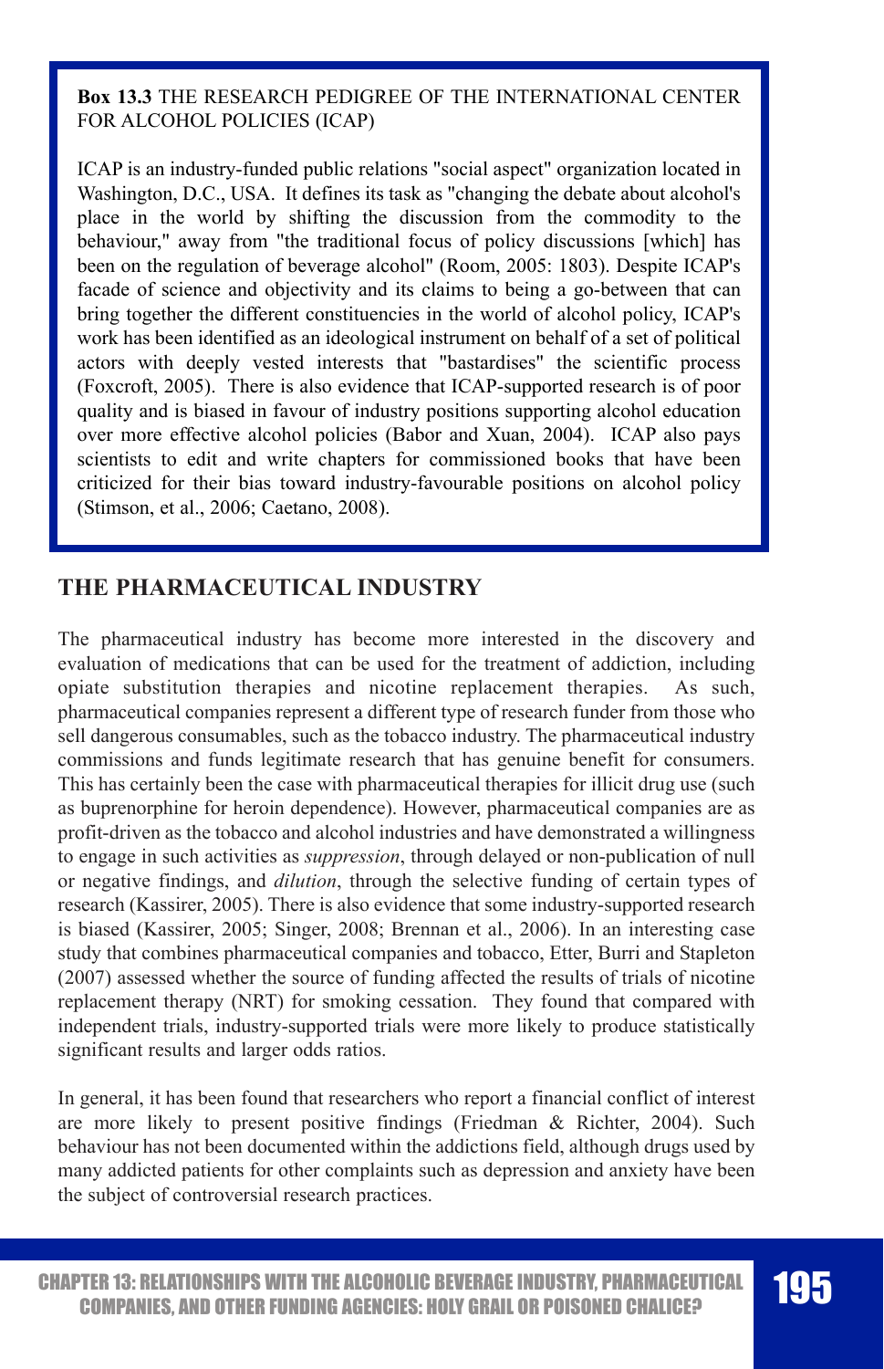**Box 13.3** THE RESEARCH PEDIGREE OF THE INTERNATIONAL CENTER FOR ALCOHOL POLICIES (ICAP)

ICAP is an industry-funded public relations "social aspect" organization located in Washington, D.C., USA. It defines its task as "changing the debate about alcohol's place in the world by shifting the discussion from the commodity to the behaviour," away from "the traditional focus of policy discussions [which] has been on the regulation of beverage alcohol" (Room, 2005: 1803). Despite ICAP's facade of science and objectivity and its claims to being a go-between that can bring together the different constituencies in the world of alcohol policy, ICAP's work has been identified as an ideological instrument on behalf of a set of political actors with deeply vested interests that "bastardises" the scientific process (Foxcroft, 2005). There is also evidence that ICAP-supported research is of poor quality and is biased in favour of industry positions supporting alcohol education over more effective alcohol policies (Babor and Xuan, 2004). ICAP also pays scientists to edit and write chapters for commissioned books that have been criticized for their bias toward industry-favourable positions on alcohol policy (Stimson, et al., 2006; Caetano, 2008).

## THE PHARMACEUTICAL INDUSTRY

The pharmaceutical industry has become more interested in the discovery and evaluation of medications that can be used for the treatment of addiction, including opiate substitution therapies and nicotine replacement therapies. As such, pharmaceutical companies represent a different type of research funder from those who sell dangerous consumables, such as the tobacco industry. The pharmaceutical industry commissions and funds legitimate research that has genuine benefit for consumers. This has certainly been the case with pharmaceutical therapies for illicit drug use (such as buprenorphine for heroin dependence). However, pharmaceutical companies are as profit-driven as the tobacco and alcohol industries and have demonstrated a willingness to engage in such activities as *suppression*, through delayed or non-publication of null or negative findings, and *dilution*, through the selective funding of certain types of research (Kassirer, 2005). There is also evidence that some industry-supported research is biased (Kassirer, 2005; Singer, 2008; Brennan et al., 2006). In an interesting case study that combines pharmaceutical companies and tobacco, Etter, Burri and Stapleton (2007) assessed whether the source of funding affected the results of trials of nicotine replacement therapy (NRT) for smoking cessation. They found that compared with independent trials, industry-supported trials were more likely to produce statistically significant results and larger odds ratios.

In general, it has been found that researchers who report a financial conflict of interest are more likely to present positive findings (Friedman & Richter, 2004). Such behaviour has not been documented within the addictions field, although drugs used by many addicted patients for other complaints such as depression and anxiety have been the subject of controversial research practices.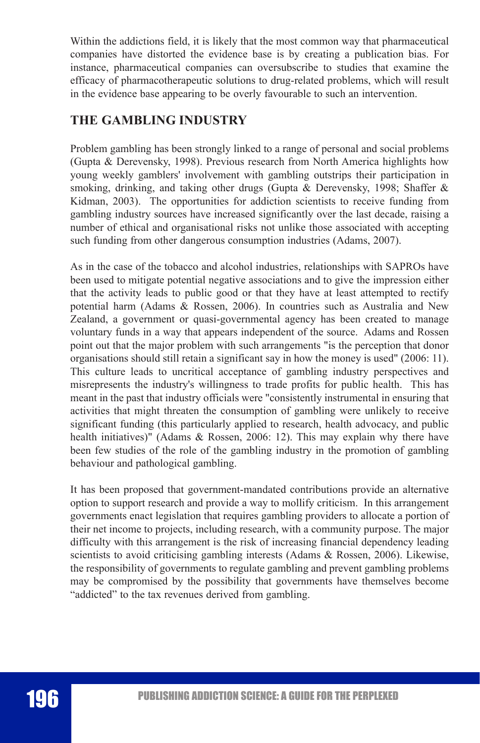Within the addictions field, it is likely that the most common way that pharmaceutical companies have distorted the evidence base is by creating a publication bias. For instance, pharmaceutical companies can oversubscribe to studies that examine the efficacy of pharmacotherapeutic solutions to drug-related problems, which will result in the evidence base appearing to be overly favourable to such an intervention.

## THE GAMBLING INDUSTRY

Problem gambling has been strongly linked to a range of personal and social problems (Gupta & Derevensky, 1998). Previous research from North America highlights how young weekly gamblers' involvement with gambling outstrips their participation in smoking, drinking, and taking other drugs (Gupta & Derevensky, 1998; Shaffer & Kidman, 2003). The opportunities for addiction scientists to receive funding from gambling industry sources have increased significantly over the last decade, raising a number of ethical and organisational risks not unlike those associated with accepting such funding from other dangerous consumption industries (Adams, 2007).

As in the case of the tobacco and alcohol industries, relationships with SAPROs have been used to mitigate potential negative associations and to give the impression either that the activity leads to public good or that they have at least attempted to rectify potential harm (Adams & Rossen, 2006). In countries such as Australia and New Zealand, a government or quasi-governmental agency has been created to manage voluntary funds in a way that appears independent of the source. Adams and Rossen point out that the major problem with such arrangements "is the perception that donor organisations should still retain a significant say in how the money is used" (2006: 11). This culture leads to uncritical acceptance of gambling industry perspectives and misrepresents the industry's willingness to trade profits for public health. This has meant in the past that industry officials were "consistently instrumental in ensuring that activities that might threaten the consumption of gambling were unlikely to receive significant funding (this particularly applied to research, health advocacy, and public health initiatives)" (Adams & Rossen, 2006: 12). This may explain why there have been few studies of the role of the gambling industry in the promotion of gambling behaviour and pathological gambling.

It has been proposed that government-mandated contributions provide an alternative option to support research and provide a way to mollify criticism. In this arrangement governments enact legislation that requires gambling providers to allocate a portion of their net income to projects, including research, with a community purpose. The major difficulty with this arrangement is the risk of increasing financial dependency leading scientists to avoid criticising gambling interests (Adams & Rossen, 2006). Likewise, the responsibility of governments to regulate gambling and prevent gambling problems may be compromised by the possibility that governments have themselves become "addicted" to the tax revenues derived from gambling.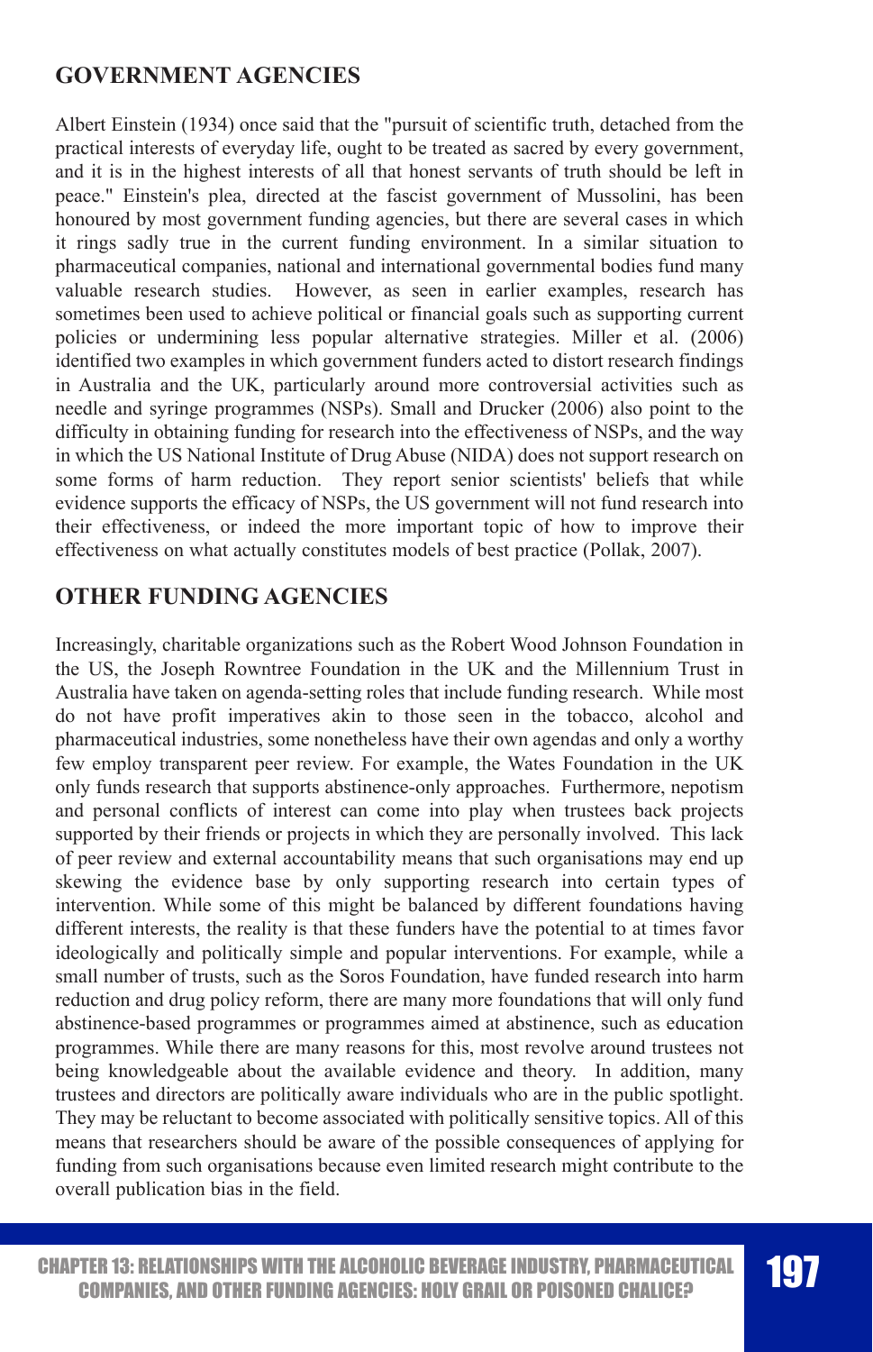## GOVERNMENT AGENCIES

Albert Einstein (1934) once said that the "pursuit of scientific truth, detached from the practical interests of everyday life, ought to be treated as sacred by every government, and it is in the highest interests of all that honest servants of truth should be left in peace." Einstein's plea, directed at the fascist government of Mussolini, has been honoured by most government funding agencies, but there are several cases in which it rings sadly true in the current funding environment. In a similar situation to pharmaceutical companies, national and international governmental bodies fund many valuable research studies. However, as seen in earlier examples, research has sometimes been used to achieve political or financial goals such as supporting current policies or undermining less popular alternative strategies. Miller et al. (2006) identified two examples in which government funders acted to distort research findings in Australia and the UK, particularly around more controversial activities such as needle and syringe programmes (NSPs). Small and Drucker (2006) also point to the difficulty in obtaining funding for research into the effectiveness of NSPs, and the way in which the US National Institute of Drug Abuse (NIDA) does not support research on some forms of harm reduction. They report senior scientists' beliefs that while evidence supports the efficacy of NSPs, the US government will not fund research into their effectiveness, or indeed the more important topic of how to improve their effectiveness on what actually constitutes models of best practice (Pollak, 2007).

## OTHER FUNDING AGENCIES

Increasingly, charitable organizations such as the Robert Wood Johnson Foundation in the US, the Joseph Rowntree Foundation in the UK and the Millennium Trust in Australia have taken on agenda-setting roles that include funding research. While most do not have profit imperatives akin to those seen in the tobacco, alcohol and pharmaceutical industries, some nonetheless have their own agendas and only a worthy few employ transparent peer review. For example, the Wates Foundation in the UK only funds research that supports abstinence-only approaches. Furthermore, nepotism and personal conflicts of interest can come into play when trustees back projects supported by their friends or projects in which they are personally involved. This lack of peer review and external accountability means that such organisations may end up skewing the evidence base by only supporting research into certain types of intervention. While some of this might be balanced by different foundations having different interests, the reality is that these funders have the potential to at times favor ideologically and politically simple and popular interventions. For example, while a small number of trusts, such as the Soros Foundation, have funded research into harm reduction and drug policy reform, there are many more foundations that will only fund abstinence-based programmes or programmes aimed at abstinence, such as education programmes. While there are many reasons for this, most revolve around trustees not being knowledgeable about the available evidence and theory. In addition, many trustees and directors are politically aware individuals who are in the public spotlight. They may be reluctant to become associated with politically sensitive topics. All of this means that researchers should be aware of the possible consequences of applying for funding from such organisations because even limited research might contribute to the overall publication bias in the field.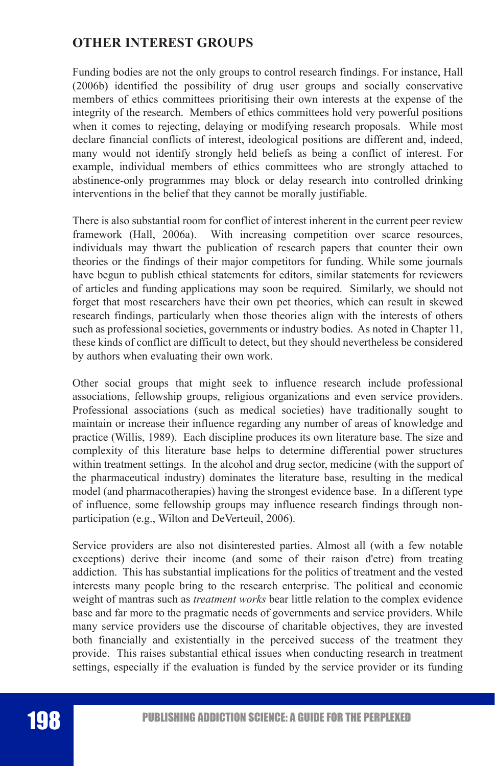## OTHER INTEREST GROUPS

Funding bodies are not the only groups to control research findings. For instance, Hall (2006b) identified the possibility of drug user groups and socially conservative members of ethics committees prioritising their own interests at the expense of the integrity of the research. Members of ethics committees hold very powerful positions when it comes to rejecting, delaying or modifying research proposals. While most declare financial conflicts of interest, ideological positions are different and, indeed, many would not identify strongly held beliefs as being a conflict of interest. For example, individual members of ethics committees who are strongly attached to abstinence-only programmes may block or delay research into controlled drinking interventions in the belief that they cannot be morally justifiable.

There is also substantial room for conflict of interest inherent in the current peer review framework (Hall, 2006a). With increasing competition over scarce resources, individuals may thwart the publication of research papers that counter their own theories or the findings of their major competitors for funding. While some journals have begun to publish ethical statements for editors, similar statements for reviewers of articles and funding applications may soon be required. Similarly, we should not forget that most researchers have their own pet theories, which can result in skewed research findings, particularly when those theories align with the interests of others such as professional societies, governments or industry bodies. As noted in Chapter 11, these kinds of conflict are difficult to detect, but they should nevertheless be considered by authors when evaluating their own work.

Other social groups that might seek to influence research include professional associations, fellowship groups, religious organizations and even service providers. Professional associations (such as medical societies) have traditionally sought to maintain or increase their influence regarding any number of areas of knowledge and practice (Willis, 1989). Each discipline produces its own literature base. The size and complexity of this literature base helps to determine differential power structures within treatment settings. In the alcohol and drug sector, medicine (with the support of the pharmaceutical industry) dominates the literature base, resulting in the medical model (and pharmacotherapies) having the strongest evidence base. In a different type of influence, some fellowship groups may influence research findings through non-participation (e.g., Wilton and DeVerteuil, 2006).

Service providers are also not disinterested parties. Almost all (with a few notable exceptions) derive their income (and some of their raison d'etre) from treating addiction. This has substantial implications for the politics of treatment and the vested interests many people bring to the research enterprise. The political and economic weight of mantras such as *treatment works* bear little relation to the complex evidence base and far more to the pragmatic needs of governments and service providers. While many service providers use the discourse of charitable objectives, they are invested both financially and existentially in the perceived success of the treatment they provide. This raises substantial ethical issues when conducting research in treatment settings, especially if the evaluation is funded by the service provider or its funding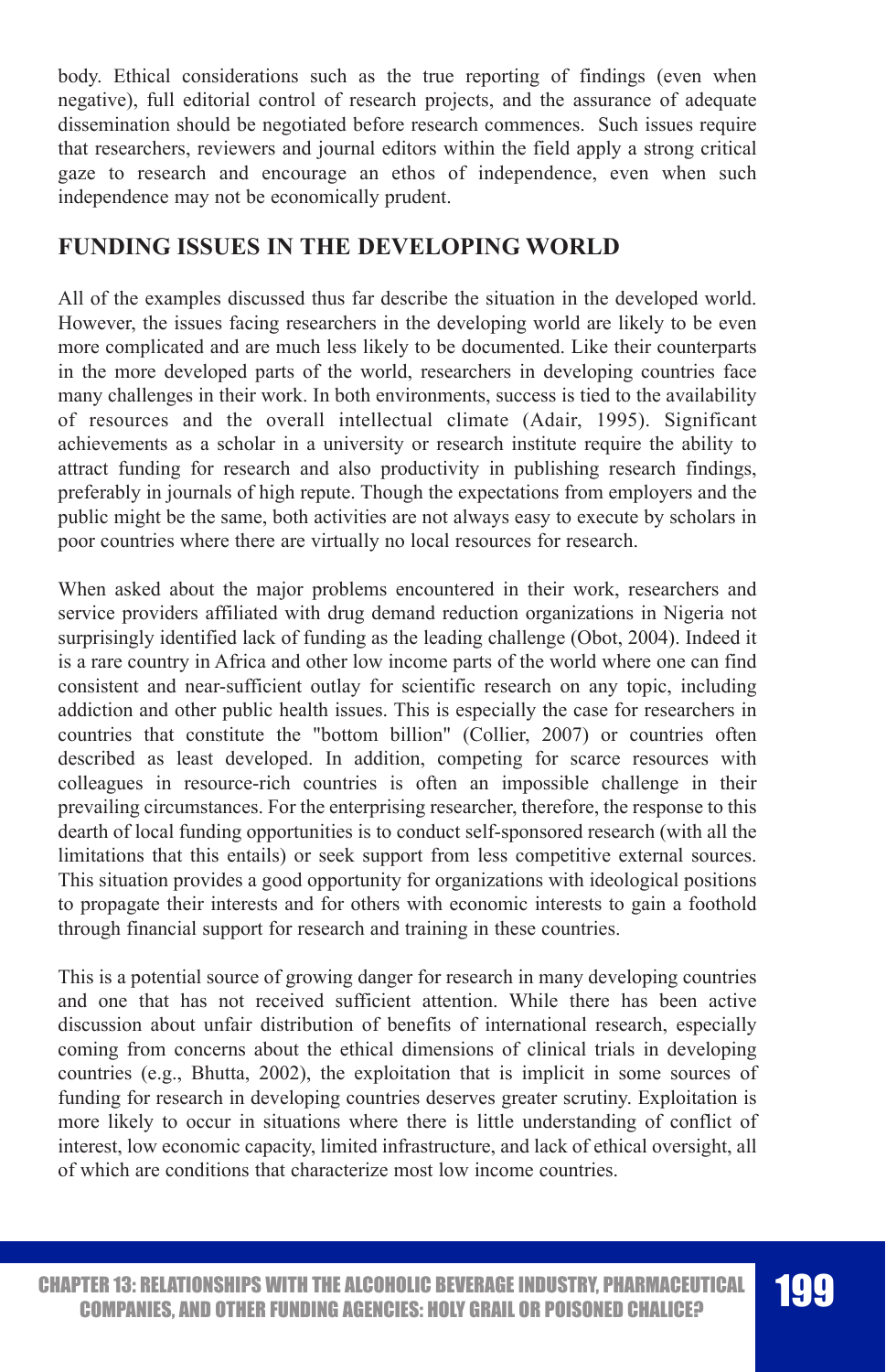body. Ethical considerations such as the true reporting of findings (even when negative), full editorial control of research projects, and the assurance of adequate dissemination should be negotiated before research commences. Such issues require that researchers, reviewers and journal editors within the field apply a strong critical gaze to research and encourage an ethos of independence, even when such independence may not be economically prudent.

## FUNDING ISSUES IN THE DEVELOPING WORLD

All of the examples discussed thus far describe the situation in the developed world. However, the issues facing researchers in the developing world are likely to be even more complicated and are much less likely to be documented. Like their counterparts in the more developed parts of the world, researchers in developing countries face many challenges in their work. In both environments, success is tied to the availability of resources and the overall intellectual climate (Adair, 1995). Significant achievements as a scholar in a university or research institute require the ability to attract funding for research and also productivity in publishing research findings, preferably in journals of high repute. Though the expectations from employers and the public might be the same, both activities are not always easy to execute by scholars in poor countries where there are virtually no local resources for research.

When asked about the major problems encountered in their work, researchers and service providers affiliated with drug demand reduction organizations in Nigeria not surprisingly identified lack of funding as the leading challenge (Obot, 2004). Indeed it is a rare country in Africa and other low income parts of the world where one can find consistent and near-sufficient outlay for scientific research on any topic, including addiction and other public health issues. This is especially the case for researchers in countries that constitute the "bottom billion" (Collier, 2007) or countries often described as least developed. In addition, competing for scarce resources with colleagues in resource-rich countries is often an impossible challenge in their prevailing circumstances. For the enterprising researcher, therefore, the response to this dearth of local funding opportunities is to conduct self-sponsored research (with all the limitations that this entails) or seek support from less competitive external sources. This situation provides a good opportunity for organizations with ideological positions to propagate their interests and for others with economic interests to gain a foothold through financial support for research and training in these countries.

This is a potential source of growing danger for research in many developing countries and one that has not received sufficient attention. While there has been active discussion about unfair distribution of benefits of international research, especially coming from concerns about the ethical dimensions of clinical trials in developing countries (e.g., Bhutta, 2002), the exploitation that is implicit in some sources of funding for research in developing countries deserves greater scrutiny. Exploitation is more likely to occur in situations where there is little understanding of conflict of interest, low economic capacity, limited infrastructure, and lack of ethical oversight, all of which are conditions that characterize most low income countries.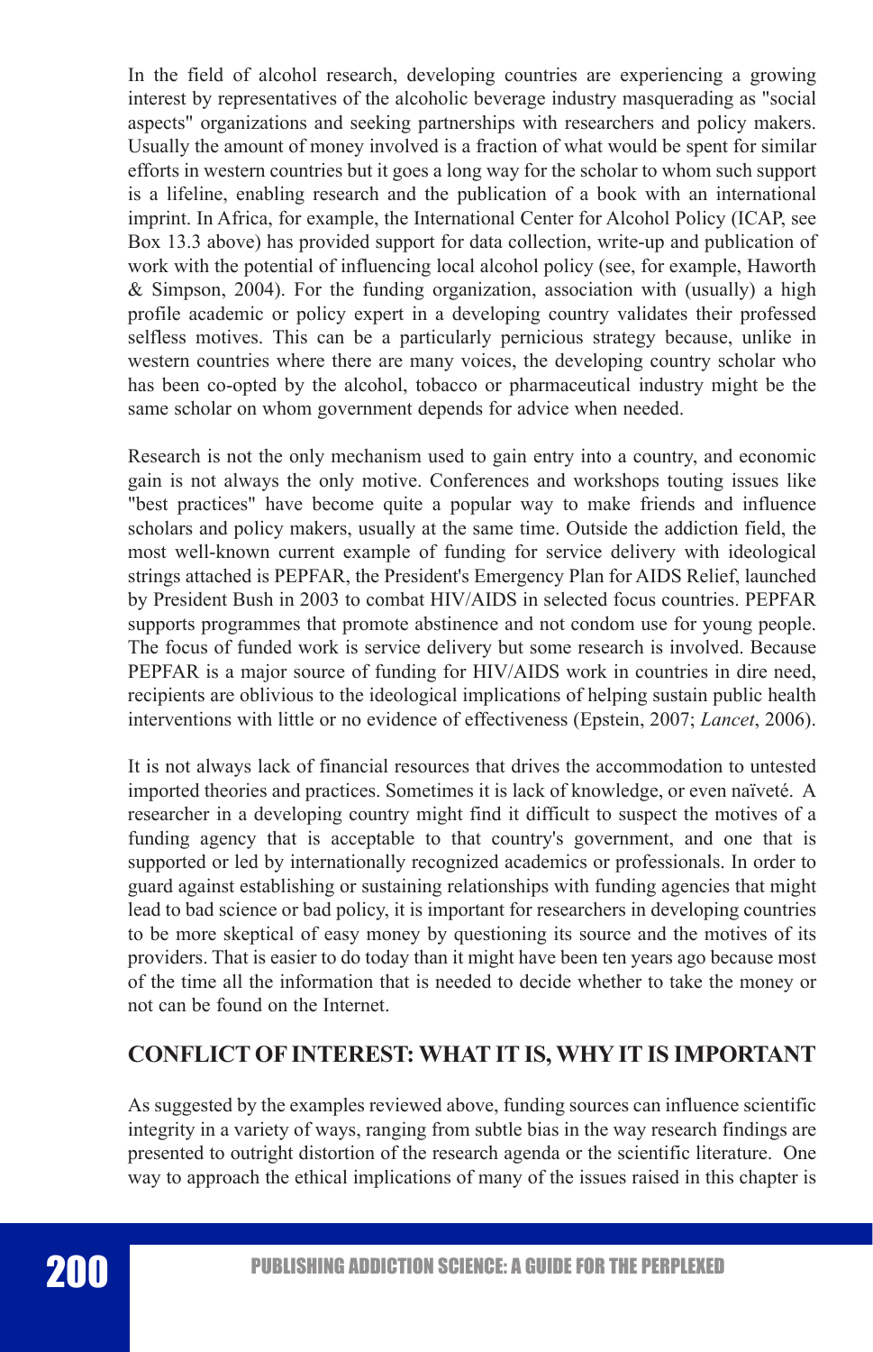In the field of alcohol research, developing countries are experiencing a growing interest by representatives of the alcoholic beverage industry masquerading as "social aspects" organizations and seeking partnerships with researchers and policy makers. Usually the amount of money involved is a fraction of what would be spent for similar efforts in western countries but it goes a long way for the scholar to whom such support is a lifeline, enabling research and the publication of a book with an international imprint. In Africa, for example, the International Center for Alcohol Policy (ICAP, see Box 13.3 above) has provided support for data collection, write-up and publication of work with the potential of influencing local alcohol policy (see, for example, Haworth & Simpson, 2004). For the funding organization, association with (usually) a high profile academic or policy expert in a developing country validates their professed selfless motives. This can be a particularly pernicious strategy because, unlike in western countries where there are many voices, the developing country scholar who has been co-opted by the alcohol, tobacco or pharmaceutical industry might be the same scholar on whom government depends for advice when needed.

Research is not the only mechanism used to gain entry into a country, and economic gain is not always the only motive. Conferences and workshops touting issues like "best practices" have become quite a popular way to make friends and influence scholars and policy makers, usually at the same time. Outside the addiction field, the most well-known current example of funding for service delivery with ideological strings attached is PEPFAR, the President's Emergency Plan for AIDS Relief, launched by President Bush in 2003 to combat HIV/AIDS in selected focus countries. PEPFAR supports programmes that promote abstinence and not condom use for young people. The focus of funded work is service delivery but some research is involved. Because PEPFAR is a major source of funding for HIV/AIDS work in countries in dire need, recipients are oblivious to the ideological implications of helping sustain public health interventions with little or no evidence of effectiveness (Epstein, 2007; *Lancet*, 2006).

It is not always lack of financial resources that drives the accommodation to untested imported theories and practices. Sometimes it is lack of knowledge, or even naïveté. A researcher in a developing country might find it difficult to suspect the motives of a funding agency that is acceptable to that country's government, and one that is supported or led by internationally recognized academics or professionals. In order to guard against establishing or sustaining relationships with funding agencies that might lead to bad science or bad policy, it is important for researchers in developing countries to be more skeptical of easy money by questioning its source and the motives of its providers. That is easier to do today than it might have been ten years ago because most of the time all the information that is needed to decide whether to take the money or not can be found on the Internet.

## CONFLICT OF INTEREST: WHAT IT IS, WHY IT IS IMPORTANT

As suggested by the examples reviewed above, funding sources can influence scientific integrity in a variety of ways, ranging from subtle bias in the way research findings are presented to outright distortion of the research agenda or the scientific literature. One way to approach the ethical implications of many of the issues raised in this chapter is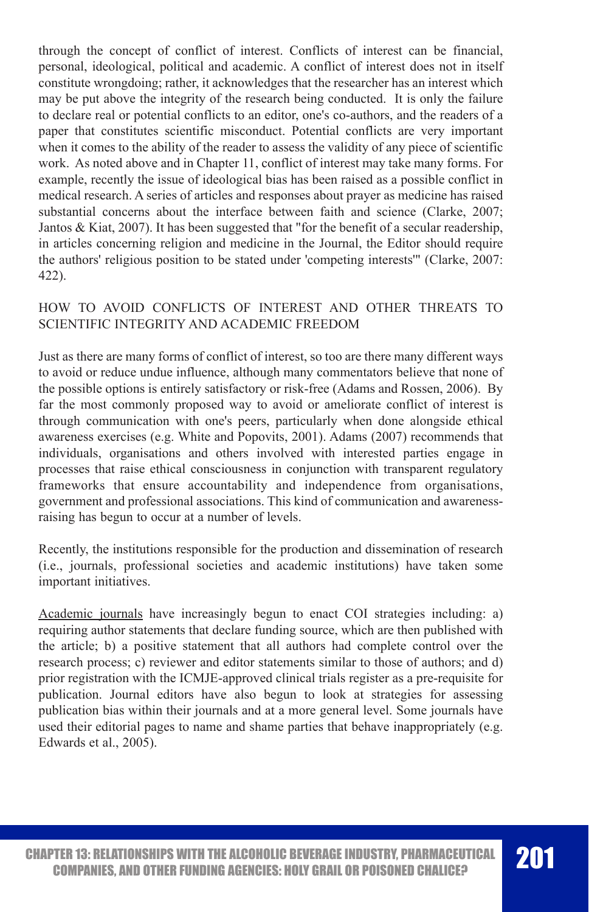through the concept of conflict of interest. Conflicts of interest can be financial, personal, ideological, political and academic. A conflict of interest does not in itself constitute wrongdoing; rather, it acknowledges that the researcher has an interest which may be put above the integrity of the research being conducted. It is only the failure to declare real or potential conflicts to an editor, one's co-authors, and the readers of a paper that constitutes scientific misconduct. Potential conflicts are very important when it comes to the ability of the reader to assess the validity of any piece of scientific work. As noted above and in Chapter 11, conflict of interest may take many forms. For example, recently the issue of ideological bias has been raised as a possible conflict in medical research. A series of articles and responses about prayer as medicine has raised substantial concerns about the interface between faith and science (Clarke, 2007; Jantos & Kiat, 2007). It has been suggested that "for the benefit of a secular readership, in articles concerning religion and medicine in the Journal, the Editor should require the authors' religious position to be stated under 'competing interests'" (Clarke, 2007: 422).

## HOW TO AVOID CONFLICTS OF INTEREST AND OTHER THREATS TO SCIENTIFIC INTEGRITY AND ACADEMIC FREEDOM

Just as there are many forms of conflict of interest, so too are there many different ways to avoid or reduce undue influence, although many commentators believe that none of the possible options is entirely satisfactory or risk-free (Adams and Rossen, 2006). By far the most commonly proposed way to avoid or ameliorate conflict of interest is through communication with one's peers, particularly when done alongside ethical awareness exercises (e.g. White and Popovits, 2001). Adams (2007) recommends that individuals, organisations and others involved with interested parties engage in processes that raise ethical consciousness in conjunction with transparent regulatory frameworks that ensure accountability and independence from organisations, government and professional associations. This kind of communication and awareness-raising has begun to occur at a number of levels.

Recently, the institutions responsible for the production and dissemination of research (i.e., journals, professional societies and academic institutions) have taken some important initiatives.

Academic journals have increasingly begun to enact COI strategies including: a) requiring author statements that declare funding source, which are then published with the article; b) a positive statement that all authors had complete control over the research process; c) reviewer and editor statements similar to those of authors; and d) prior registration with the ICMJE-approved clinical trials register as a pre-requisite for publication. Journal editors have also begun to look at strategies for assessing publication bias within their journals and at a more general level. Some journals have used their editorial pages to name and shame parties that behave inappropriately (e.g. Edwards et al., 2005).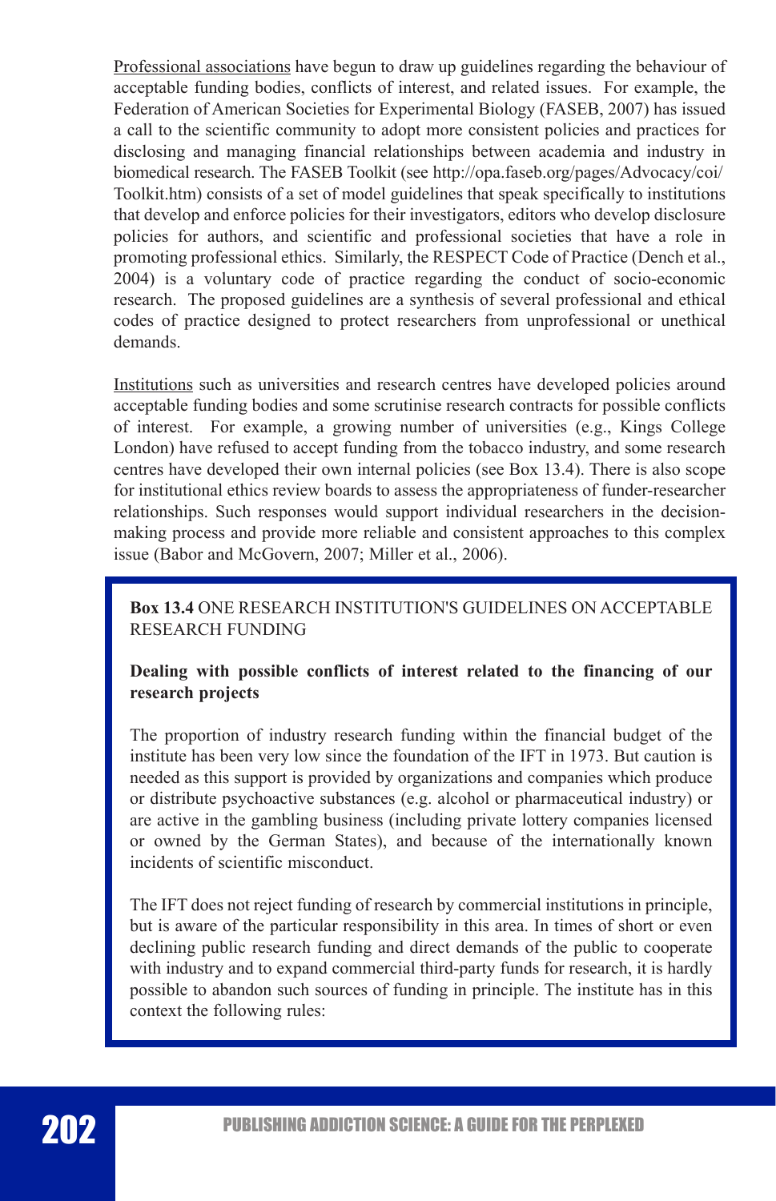Professional associations have begun to draw up guidelines regarding the behaviour of acceptable funding bodies, conflicts of interest, and related issues. For example, the Federation of American Societies for Experimental Biology (FASEB, 2007) has issued a call to the scientific community to adopt more consistent policies and practices for disclosing and managing financial relationships between academia and industry in biomedical research. The FASEB Toolkit (see http://opa.faseb.org/pages/Advocacy/coi/Toolkit.htm) consists of a set of model guidelines that speak specifically to institutions that develop and enforce policies for their investigators, editors who develop disclosure policies for authors, and scientific and professional societies that have a role in promoting professional ethics. Similarly, the RESPECT Code of Practice (Dench et al., 2004) is a voluntary code of practice regarding the conduct of socio-economic research. The proposed guidelines are a synthesis of several professional and ethical codes of practice designed to protect researchers from unprofessional or unethical demands.

Institutions such as universities and research centres have developed policies around acceptable funding bodies and some scrutinise research contracts for possible conflicts of interest. For example, a growing number of universities (e.g., Kings College London) have refused to accept funding from the tobacco industry, and some research centres have developed their own internal policies (see Box 13.4). There is also scope for institutional ethics review boards to assess the appropriateness of funder-researcher relationships. Such responses would support individual researchers in the decision-making process and provide more reliable and consistent approaches to this complex issue (Babor and McGovern, 2007; Miller et al., 2006).

**Box 13.4** ONE RESEARCH INSTITUTION'S GUIDELINES ON ACCEPTABLE RESEARCH FUNDING

**Dealing with possible conflicts of interest related to the financing of our research projects**

The proportion of industry research funding within the financial budget of the institute has been very low since the foundation of the IFT in 1973. But caution is needed as this support is provided by organizations and companies which produce or distribute psychoactive substances (e.g. alcohol or pharmaceutical industry) or are active in the gambling business (including private lottery companies licensed or owned by the German States), and because of the internationally known incidents of scientific misconduct.

The IFT does not reject funding of research by commercial institutions in principle, but is aware of the particular responsibility in this area. In times of short or even declining public research funding and direct demands of the public to cooperate with industry and to expand commercial third-party funds for research, it is hardly possible to abandon such sources of funding in principle. The institute has in this context the following rules: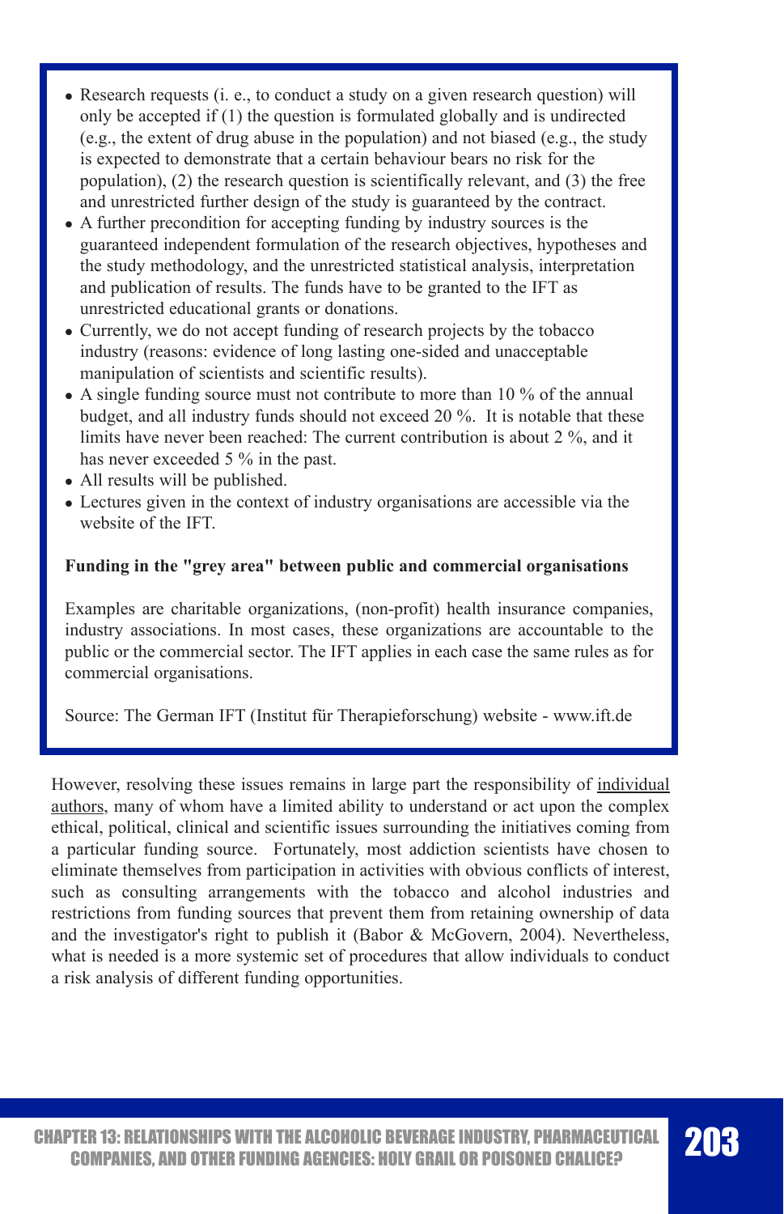- Research requests (i. e., to conduct a study on a given research question) will only be accepted if (1) the question is formulated globally and is undirected (e.g., the extent of drug abuse in the population) and not biased (e.g., the study is expected to demonstrate that a certain behaviour bears no risk for the population), (2) the research question is scientifically relevant, and (3) the free and unrestricted further design of the study is guaranteed by the contract.
- A further precondition for accepting funding by industry sources is the guaranteed independent formulation of the research objectives, hypotheses and the study methodology, and the unrestricted statistical analysis, interpretation and publication of results. The funds have to be granted to the IFT as unrestricted educational grants or donations.
- Currently, we do not accept funding of research projects by the tobacco industry (reasons: evidence of long lasting one-sided and unacceptable manipulation of scientists and scientific results).
- A single funding source must not contribute to more than 10 % of the annual budget, and all industry funds should not exceed 20 %. It is notable that these limits have never been reached: The current contribution is about 2 %, and it has never exceeded 5 % in the past.
- All results will be published.
- Lectures given in the context of industry organisations are accessible via the website of the IFT.

**Funding in the "grey area" between public and commercial organisations**

Examples are charitable organizations, (non-profit) health insurance companies, industry associations. In most cases, these organizations are accountable to the public or the commercial sector. The IFT applies in each case the same rules as for commercial organisations.

Source: The German IFT (Institut für Therapieforschung) website - www.ift.de

However, resolving these issues remains in large part the responsibility of individual authors, many of whom have a limited ability to understand or act upon the complex ethical, political, clinical and scientific issues surrounding the initiatives coming from a particular funding source. Fortunately, most addiction scientists have chosen to eliminate themselves from participation in activities with obvious conflicts of interest, such as consulting arrangements with the tobacco and alcohol industries and restrictions from funding sources that prevent them from retaining ownership of data and the investigator's right to publish it (Babor & McGovern, 2004). Nevertheless, what is needed is a more systemic set of procedures that allow individuals to conduct a risk analysis of different funding opportunities.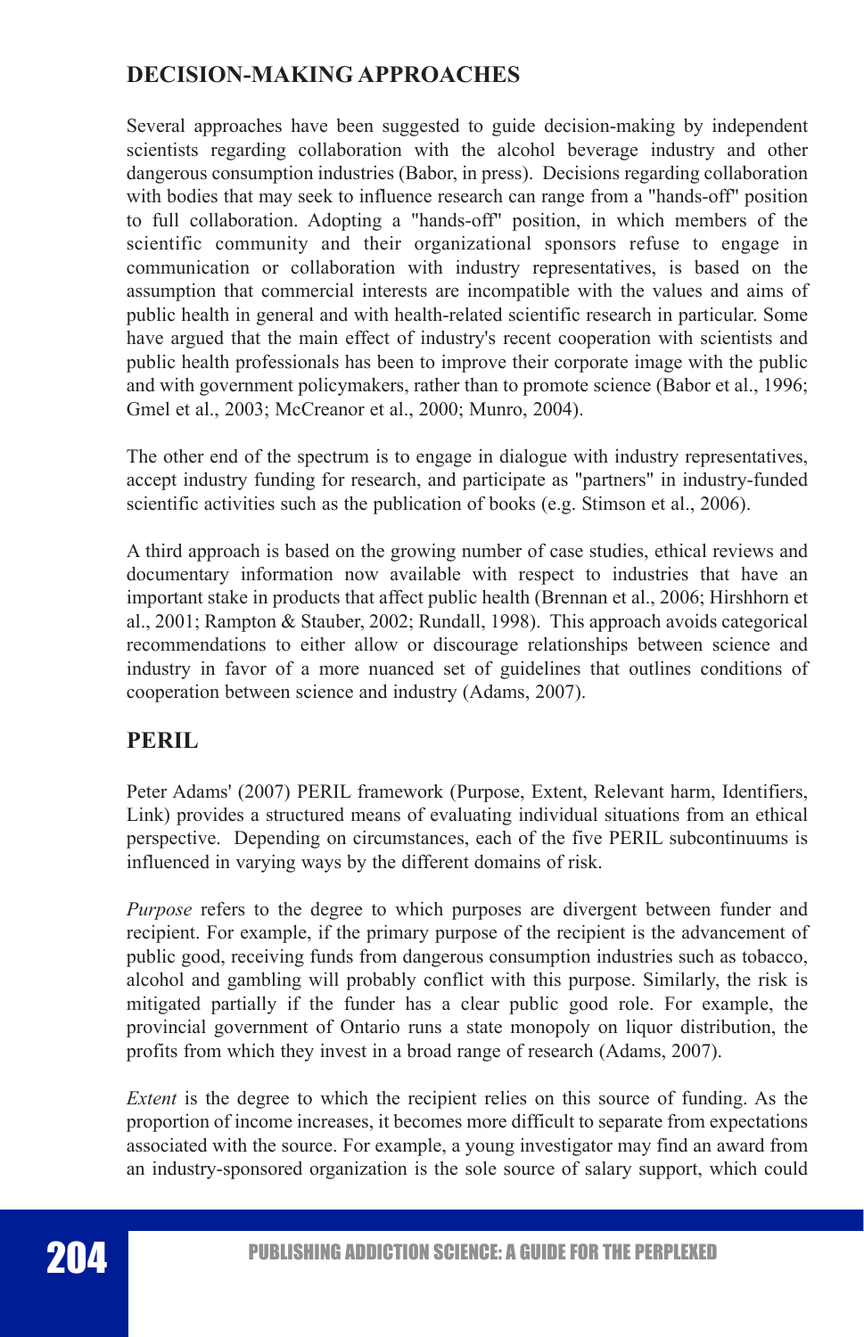## DECISION-MAKING APPROACHES

Several approaches have been suggested to guide decision-making by independent scientists regarding collaboration with the alcohol beverage industry and other dangerous consumption industries (Babor, in press). Decisions regarding collaboration with bodies that may seek to influence research can range from a "hands-off" position to full collaboration. Adopting a "hands-off" position, in which members of the scientific community and their organizational sponsors refuse to engage in communication or collaboration with industry representatives, is based on the assumption that commercial interests are incompatible with the values and aims of public health in general and with health-related scientific research in particular. Some have argued that the main effect of industry's recent cooperation with scientists and public health professionals has been to improve their corporate image with the public and with government policymakers, rather than to promote science (Babor et al., 1996; Gmel et al., 2003; McCreanor et al., 2000; Munro, 2004).

The other end of the spectrum is to engage in dialogue with industry representatives, accept industry funding for research, and participate as "partners" in industry-funded scientific activities such as the publication of books (e.g. Stimson et al., 2006).

A third approach is based on the growing number of case studies, ethical reviews and documentary information now available with respect to industries that have an important stake in products that affect public health (Brennan et al., 2006; Hirshhorn et al., 2001; Rampton & Stauber, 2002; Rundall, 1998). This approach avoids categorical recommendations to either allow or discourage relationships between science and industry in favor of a more nuanced set of guidelines that outlines conditions of cooperation between science and industry (Adams, 2007).

## PERIL

Peter Adams' (2007) PERIL framework (Purpose, Extent, Relevant harm, Identifiers, Link) provides a structured means of evaluating individual situations from an ethical perspective. Depending on circumstances, each of the five PERIL subcontinuums is influenced in varying ways by the different domains of risk.

*Purpose* refers to the degree to which purposes are divergent between funder and recipient. For example, if the primary purpose of the recipient is the advancement of public good, receiving funds from dangerous consumption industries such as tobacco, alcohol and gambling will probably conflict with this purpose. Similarly, the risk is mitigated partially if the funder has a clear public good role. For example, the provincial government of Ontario runs a state monopoly on liquor distribution, the profits from which they invest in a broad range of research (Adams, 2007).

*Extent* is the degree to which the recipient relies on this source of funding. As the proportion of income increases, it becomes more difficult to separate from expectations associated with the source. For example, a young investigator may find an award from an industry-sponsored organization is the sole source of salary support, which could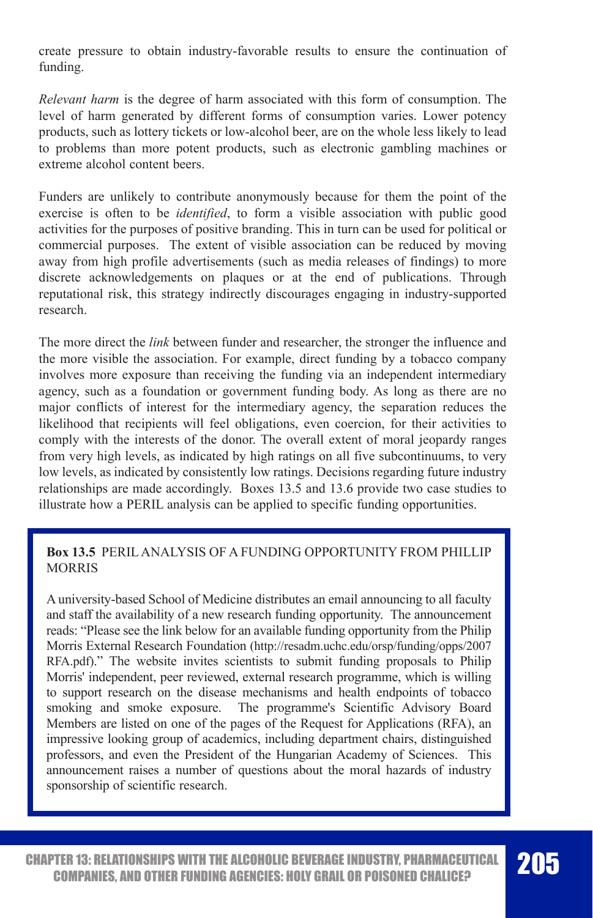create pressure to obtain industry-favorable results to ensure the continuation of funding.

*Relevant harm* is the degree of harm associated with this form of consumption. The level of harm generated by different forms of consumption varies. Lower potency products, such as lottery tickets or low-alcohol beer, are on the whole less likely to lead to problems than more potent products, such as electronic gambling machines or extreme alcohol content beers.

Funders are unlikely to contribute anonymously because for them the point of the exercise is often to be *identified*, to form a visible association with public good activities for the purposes of positive branding. This in turn can be used for political or commercial purposes. The extent of visible association can be reduced by moving away from high profile advertisements (such as media releases of findings) to more discrete acknowledgements on plaques or at the end of publications. Through reputational risk, this strategy indirectly discourages engaging in industry-supported research.

The more direct the *link* between funder and researcher, the stronger the influence and the more visible the association. For example, direct funding by a tobacco company involves more exposure than receiving the funding via an independent intermediary agency, such as a foundation or government funding body. As long as there are no major conflicts of interest for the intermediary agency, the separation reduces the likelihood that recipients will feel obligations, even coercion, for their activities to comply with the interests of the donor. The overall extent of moral jeopardy ranges from very high levels, as indicated by high ratings on all five subcontinuums, to very low levels, as indicated by consistently low ratings. Decisions regarding future industry relationships are made accordingly. Boxes 13.5 and 13.6 provide two case studies to illustrate how a PERIL analysis can be applied to specific funding opportunities.

> **Box 13.5** PERIL ANALYSIS OF A FUNDING OPPORTUNITY FROM PHILLIP MORRIS
>
> A university-based School of Medicine distributes an email announcing to all faculty and staff the availability of a new research funding opportunity. The announcement reads: "Please see the link below for an available funding opportunity from the Philip Morris External Research Foundation (http://resadm.uchc.edu/orsp/funding/opps/2007RFA.pdf)." The website invites scientists to submit funding proposals to Philip Morris' independent, peer reviewed, external research programme, which is willing to support research on the disease mechanisms and health endpoints of tobacco smoking and smoke exposure. The programme's Scientific Advisory Board Members are listed on one of the pages of the Request for Applications (RFA), an impressive looking group of academics, including department chairs, distinguished professors, and even the President of the Hungarian Academy of Sciences. This announcement raises a number of questions about the moral hazards of industry sponsorship of scientific research.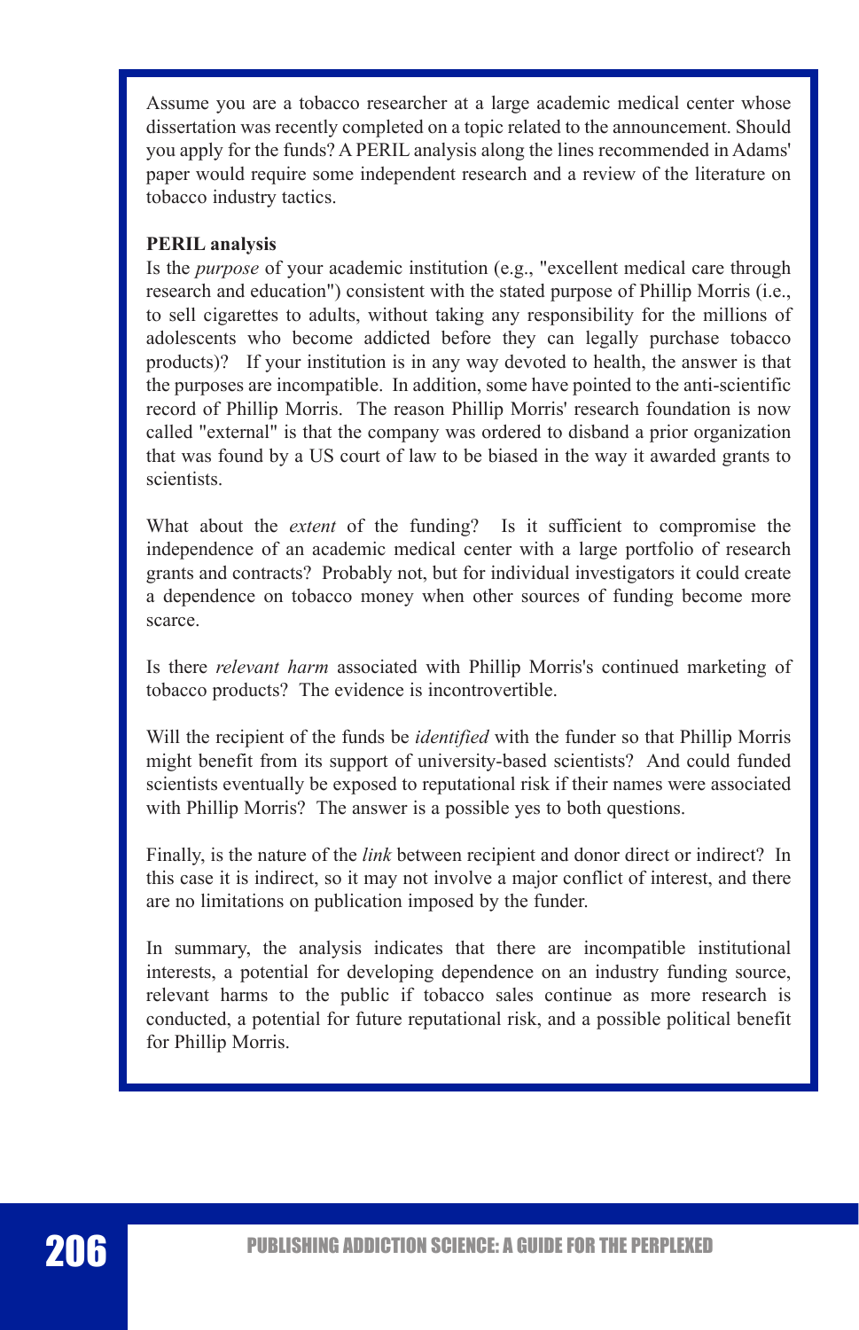Assume you are a tobacco researcher at a large academic medical center whose dissertation was recently completed on a topic related to the announcement. Should you apply for the funds? A PERIL analysis along the lines recommended in Adams' paper would require some independent research and a review of the literature on tobacco industry tactics.

**PERIL analysis**

Is the *purpose* of your academic institution (e.g., "excellent medical care through research and education") consistent with the stated purpose of Phillip Morris (i.e., to sell cigarettes to adults, without taking any responsibility for the millions of adolescents who become addicted before they can legally purchase tobacco products)? If your institution is in any way devoted to health, the answer is that the purposes are incompatible. In addition, some have pointed to the anti-scientific record of Phillip Morris. The reason Phillip Morris' research foundation is now called "external" is that the company was ordered to disband a prior organization that was found by a US court of law to be biased in the way it awarded grants to scientists.

What about the *extent* of the funding? Is it sufficient to compromise the independence of an academic medical center with a large portfolio of research grants and contracts? Probably not, but for individual investigators it could create a dependence on tobacco money when other sources of funding become more scarce.

Is there *relevant harm* associated with Phillip Morris's continued marketing of tobacco products? The evidence is incontrovertible.

Will the recipient of the funds be *identified* with the funder so that Phillip Morris might benefit from its support of university-based scientists? And could funded scientists eventually be exposed to reputational risk if their names were associated with Phillip Morris? The answer is a possible yes to both questions.

Finally, is the nature of the *link* between recipient and donor direct or indirect? In this case it is indirect, so it may not involve a major conflict of interest, and there are no limitations on publication imposed by the funder.

In summary, the analysis indicates that there are incompatible institutional interests, a potential for developing dependence on an industry funding source, relevant harms to the public if tobacco sales continue as more research is conducted, a potential for future reputational risk, and a possible political benefit for Phillip Morris.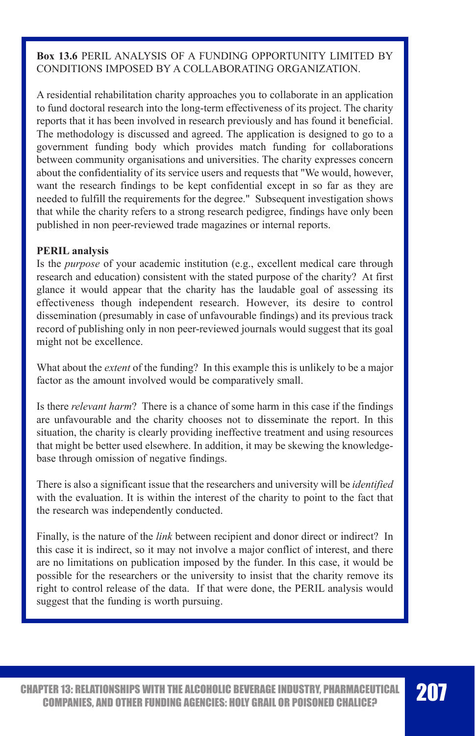**Box 13.6** PERIL ANALYSIS OF A FUNDING OPPORTUNITY LIMITED BY CONDITIONS IMPOSED BY A COLLABORATING ORGANIZATION.

A residential rehabilitation charity approaches you to collaborate in an application to fund doctoral research into the long-term effectiveness of its project. The charity reports that it has been involved in research previously and has found it beneficial. The methodology is discussed and agreed. The application is designed to go to a government funding body which provides match funding for collaborations between community organisations and universities. The charity expresses concern about the confidentiality of its service users and requests that "We would, however, want the research findings to be kept confidential except in so far as they are needed to fulfill the requirements for the degree." Subsequent investigation shows that while the charity refers to a strong research pedigree, findings have only been published in non peer-reviewed trade magazines or internal reports.

**PERIL analysis**

Is the *purpose* of your academic institution (e.g., excellent medical care through research and education) consistent with the stated purpose of the charity? At first glance it would appear that the charity has the laudable goal of assessing its effectiveness though independent research. However, its desire to control dissemination (presumably in case of unfavourable findings) and its previous track record of publishing only in non peer-reviewed journals would suggest that its goal might not be excellence.

What about the *extent* of the funding? In this example this is unlikely to be a major factor as the amount involved would be comparatively small.

Is there *relevant harm*? There is a chance of some harm in this case if the findings are unfavourable and the charity chooses not to disseminate the report. In this situation, the charity is clearly providing ineffective treatment and using resources that might be better used elsewhere. In addition, it may be skewing the knowledge-base through omission of negative findings.

There is also a significant issue that the researchers and university will be *identified* with the evaluation. It is within the interest of the charity to point to the fact that the research was independently conducted.

Finally, is the nature of the *link* between recipient and donor direct or indirect? In this case it is indirect, so it may not involve a major conflict of interest, and there are no limitations on publication imposed by the funder. In this case, it would be possible for the researchers or the university to insist that the charity remove its right to control release of the data. If that were done, the PERIL analysis would suggest that the funding is worth pursuing.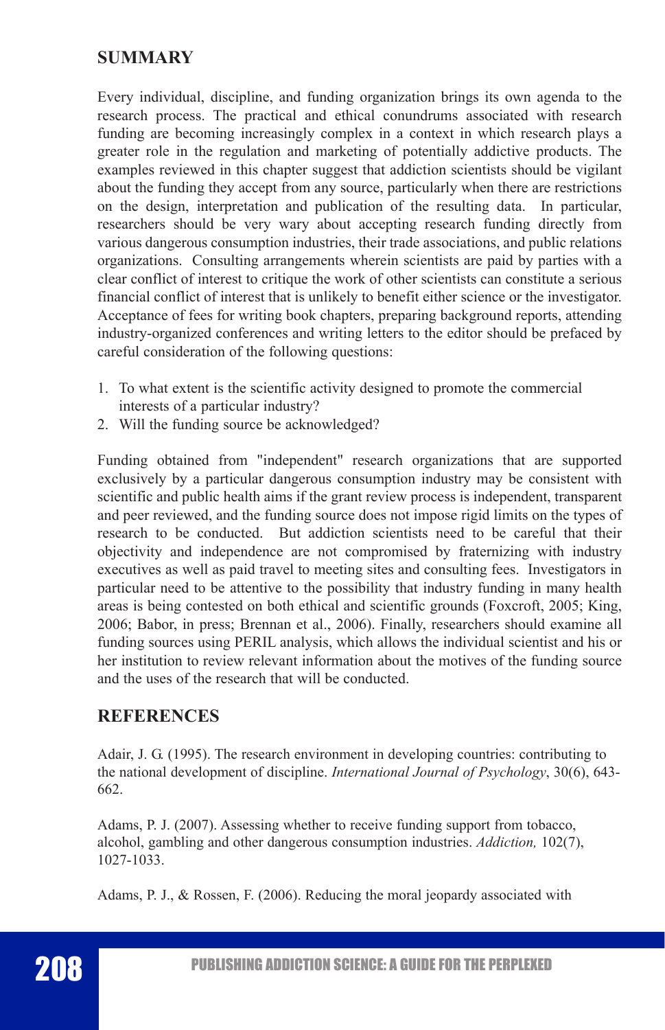## SUMMARY

Every individual, discipline, and funding organization brings its own agenda to the research process. The practical and ethical conundrums associated with research funding are becoming increasingly complex in a context in which research plays a greater role in the regulation and marketing of potentially addictive products. The examples reviewed in this chapter suggest that addiction scientists should be vigilant about the funding they accept from any source, particularly when there are restrictions on the design, interpretation and publication of the resulting data. In particular, researchers should be very wary about accepting research funding directly from various dangerous consumption industries, their trade associations, and public relations organizations. Consulting arrangements wherein scientists are paid by parties with a clear conflict of interest to critique the work of other scientists can constitute a serious financial conflict of interest that is unlikely to benefit either science or the investigator. Acceptance of fees for writing book chapters, preparing background reports, attending industry-organized conferences and writing letters to the editor should be prefaced by careful consideration of the following questions:

1. To what extent is the scientific activity designed to promote the commercial interests of a particular industry?
2. Will the funding source be acknowledged?

Funding obtained from "independent" research organizations that are supported exclusively by a particular dangerous consumption industry may be consistent with scientific and public health aims if the grant review process is independent, transparent and peer reviewed, and the funding source does not impose rigid limits on the types of research to be conducted. But addiction scientists need to be careful that their objectivity and independence are not compromised by fraternizing with industry executives as well as paid travel to meeting sites and consulting fees. Investigators in particular need to be attentive to the possibility that industry funding in many health areas is being contested on both ethical and scientific grounds (Foxcroft, 2005; King, 2006; Babor, in press; Brennan et al., 2006). Finally, researchers should examine all funding sources using PERIL analysis, which allows the individual scientist and his or her institution to review relevant information about the motives of the funding source and the uses of the research that will be conducted.

## REFERENCES

Adair, J. G. (1995). The research environment in developing countries: contributing to the national development of discipline. *International Journal of Psychology*, 30(6), 643-662.

Adams, P. J. (2007). Assessing whether to receive funding support from tobacco, alcohol, gambling and other dangerous consumption industries. *Addiction,* 102(7), 1027-1033.

Adams, P. J., & Rossen, F. (2006). Reducing the moral jeopardy associated with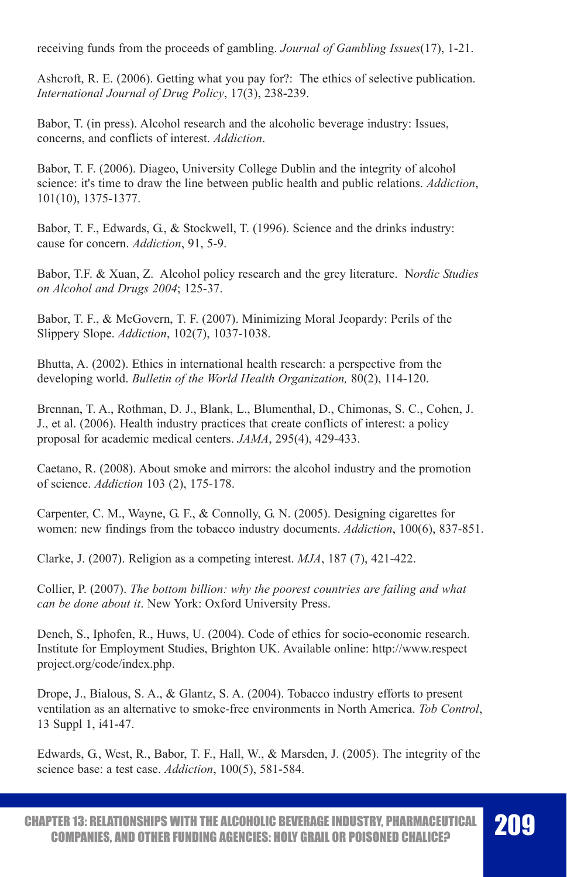receiving funds from the proceeds of gambling. *Journal of Gambling Issues*(17), 1-21.

Ashcroft, R. E. (2006). Getting what you pay for?: The ethics of selective publication. *International Journal of Drug Policy*, 17(3), 238-239.

Babor, T. (in press). Alcohol research and the alcoholic beverage industry: Issues, concerns, and conflicts of interest. *Addiction*.

Babor, T. F. (2006). Diageo, University College Dublin and the integrity of alcohol science: it's time to draw the line between public health and public relations. *Addiction*, 101(10), 1375-1377.

Babor, T. F., Edwards, G., & Stockwell, T. (1996). Science and the drinks industry: cause for concern. *Addiction*, 91, 5-9.

Babor, T.F. & Xuan, Z. Alcohol policy research and the grey literature. N*ordic Studies on Alcohol and Drugs 2004*; 125-37.

Babor, T. F., & McGovern, T. F. (2007). Minimizing Moral Jeopardy: Perils of the Slippery Slope. *Addiction*, 102(7), 1037-1038.

Bhutta, A. (2002). Ethics in international health research: a perspective from the developing world. *Bulletin of the World Health Organization,* 80(2), 114-120.

Brennan, T. A., Rothman, D. J., Blank, L., Blumenthal, D., Chimonas, S. C., Cohen, J. J., et al. (2006). Health industry practices that create conflicts of interest: a policy proposal for academic medical centers. *JAMA*, 295(4), 429-433.

Caetano, R. (2008). About smoke and mirrors: the alcohol industry and the promotion of science. *Addiction* 103 (2), 175-178.

Carpenter, C. M., Wayne, G. F., & Connolly, G. N. (2005). Designing cigarettes for women: new findings from the tobacco industry documents. *Addiction*, 100(6), 837-851.

Clarke, J. (2007). Religion as a competing interest. *MJA*, 187 (7), 421-422.

Collier, P. (2007). *The bottom billion: why the poorest countries are failing and what can be done about it*. New York: Oxford University Press.

Dench, S., Iphofen, R., Huws, U. (2004). Code of ethics for socio-economic research. Institute for Employment Studies, Brighton UK. Available online: http://www.respect project.org/code/index.php.

Drope, J., Bialous, S. A., & Glantz, S. A. (2004). Tobacco industry efforts to present ventilation as an alternative to smoke-free environments in North America. *Tob Control*, 13 Suppl 1, i41-47.

Edwards, G., West, R., Babor, T. F., Hall, W., & Marsden, J. (2005). The integrity of the science base: a test case. *Addiction*, 100(5), 581-584.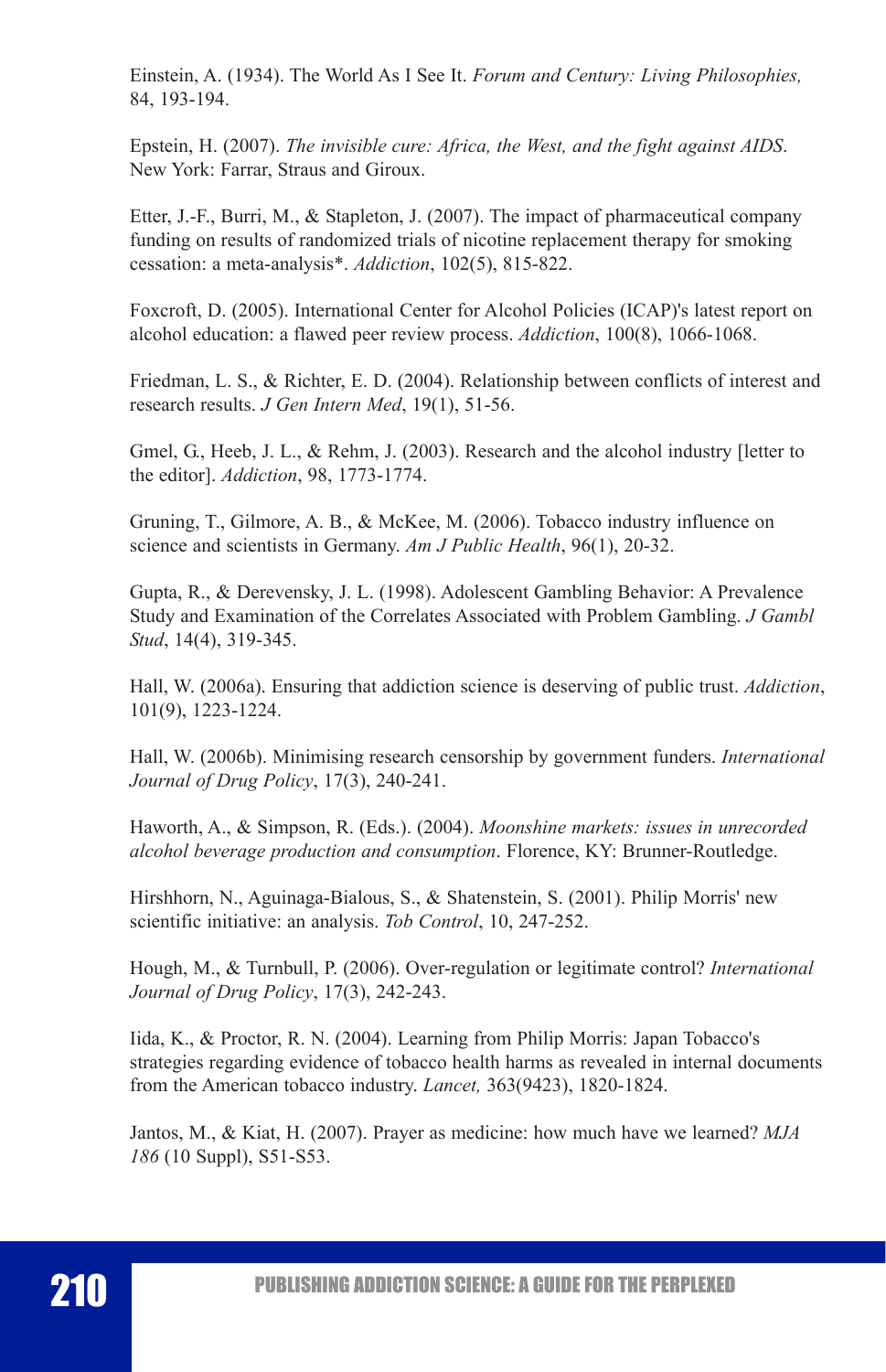Einstein, A. (1934). The World As I See It. *Forum and Century: Living Philosophies,* 84, 193-194.

Epstein, H. (2007). *The invisible cure: Africa, the West, and the fight against AIDS*. New York: Farrar, Straus and Giroux.

Etter, J.-F., Burri, M., & Stapleton, J. (2007). The impact of pharmaceutical company funding on results of randomized trials of nicotine replacement therapy for smoking cessation: a meta-analysis*. *Addiction*, 102(5), 815-822.

Foxcroft, D. (2005). International Center for Alcohol Policies (ICAP)'s latest report on alcohol education: a flawed peer review process. *Addiction*, 100(8), 1066-1068.

Friedman, L. S., & Richter, E. D. (2004). Relationship between conflicts of interest and research results. *J Gen Intern Med*, 19(1), 51-56.

Gmel, G., Heeb, J. L., & Rehm, J. (2003). Research and the alcohol industry [letter to the editor]. *Addiction*, 98, 1773-1774.

Gruning, T., Gilmore, A. B., & McKee, M. (2006). Tobacco industry influence on science and scientists in Germany. *Am J Public Health*, 96(1), 20-32.

Gupta, R., & Derevensky, J. L. (1998). Adolescent Gambling Behavior: A Prevalence Study and Examination of the Correlates Associated with Problem Gambling. *J Gambl Stud*, 14(4), 319-345.

Hall, W. (2006a). Ensuring that addiction science is deserving of public trust. *Addiction*, 101(9), 1223-1224.

Hall, W. (2006b). Minimising research censorship by government funders. *International Journal of Drug Policy*, 17(3), 240-241.

Haworth, A., & Simpson, R. (Eds.). (2004). *Moonshine markets: issues in unrecorded alcohol beverage production and consumption*. Florence, KY: Brunner-Routledge.

Hirshhorn, N., Aguinaga-Bialous, S., & Shatenstein, S. (2001). Philip Morris' new scientific initiative: an analysis. *Tob Control*, 10, 247-252.

Hough, M., & Turnbull, P. (2006). Over-regulation or legitimate control? *International Journal of Drug Policy*, 17(3), 242-243.

Iida, K., & Proctor, R. N. (2004). Learning from Philip Morris: Japan Tobacco's strategies regarding evidence of tobacco health harms as revealed in internal documents from the American tobacco industry. *Lancet,* 363(9423), 1820-1824.

Jantos, M., & Kiat, H. (2007). Prayer as medicine: how much have we learned? *MJA 186* (10 Suppl), S51-S53.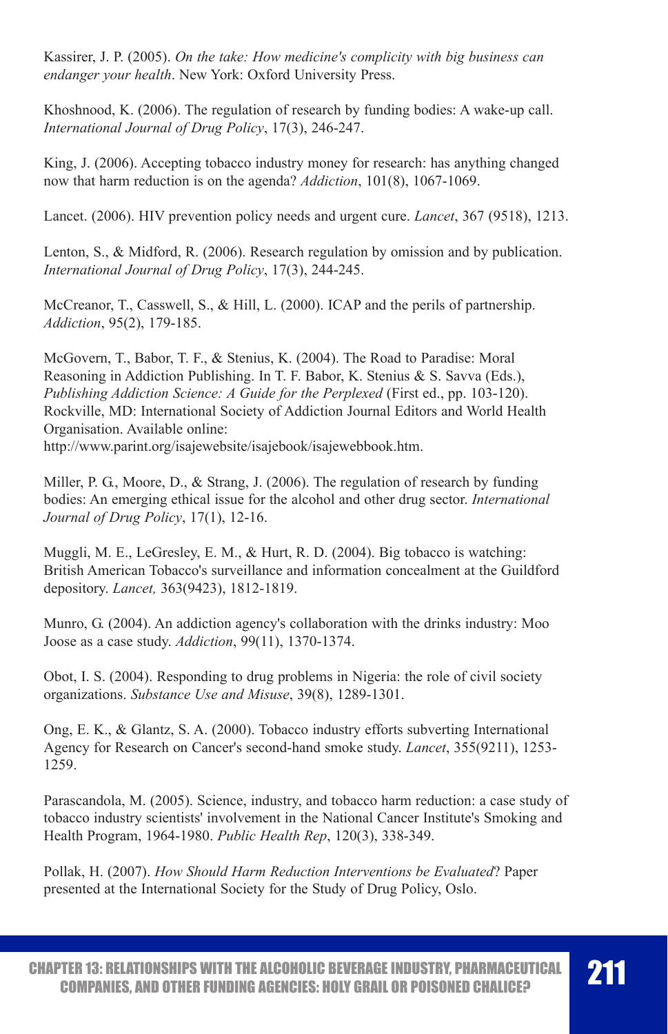Kassirer, J. P. (2005). *On the take: How medicine's complicity with big business can endanger your health*. New York: Oxford University Press.

Khoshnood, K. (2006). The regulation of research by funding bodies: A wake-up call. *International Journal of Drug Policy*, 17(3), 246-247.

King, J. (2006). Accepting tobacco industry money for research: has anything changed now that harm reduction is on the agenda? *Addiction*, 101(8), 1067-1069.

Lancet. (2006). HIV prevention policy needs and urgent cure. *Lancet*, 367 (9518), 1213.

Lenton, S., & Midford, R. (2006). Research regulation by omission and by publication. *International Journal of Drug Policy*, 17(3), 244-245.

McCreanor, T., Casswell, S., & Hill, L. (2000). ICAP and the perils of partnership. *Addiction*, 95(2), 179-185.

McGovern, T., Babor, T. F., & Stenius, K. (2004). The Road to Paradise: Moral Reasoning in Addiction Publishing. In T. F. Babor, K. Stenius & S. Savva (Eds.), *Publishing Addiction Science: A Guide for the Perplexed* (First ed., pp. 103-120). Rockville, MD: International Society of Addiction Journal Editors and World Health Organisation. Available online: http://www.parint.org/isajewebsite/isajebook/isajewebbook.htm.

Miller, P. G., Moore, D., & Strang, J. (2006). The regulation of research by funding bodies: An emerging ethical issue for the alcohol and other drug sector. *International Journal of Drug Policy*, 17(1), 12-16.

Muggli, M. E., LeGresley, E. M., & Hurt, R. D. (2004). Big tobacco is watching: British American Tobacco's surveillance and information concealment at the Guildford depository. *Lancet,* 363(9423), 1812-1819.

Munro, G. (2004). An addiction agency's collaboration with the drinks industry: Moo Joose as a case study. *Addiction*, 99(11), 1370-1374.

Obot, I. S. (2004). Responding to drug problems in Nigeria: the role of civil society organizations. *Substance Use and Misuse*, 39(8), 1289-1301.

Ong, E. K., & Glantz, S. A. (2000). Tobacco industry efforts subverting International Agency for Research on Cancer's second-hand smoke study. *Lancet*, 355(9211), 1253-1259.

Parascandola, M. (2005). Science, industry, and tobacco harm reduction: a case study of tobacco industry scientists' involvement in the National Cancer Institute's Smoking and Health Program, 1964-1980. *Public Health Rep*, 120(3), 338-349.

Pollak, H. (2007). *How Should Harm Reduction Interventions be Evaluated*? Paper presented at the International Society for the Study of Drug Policy, Oslo.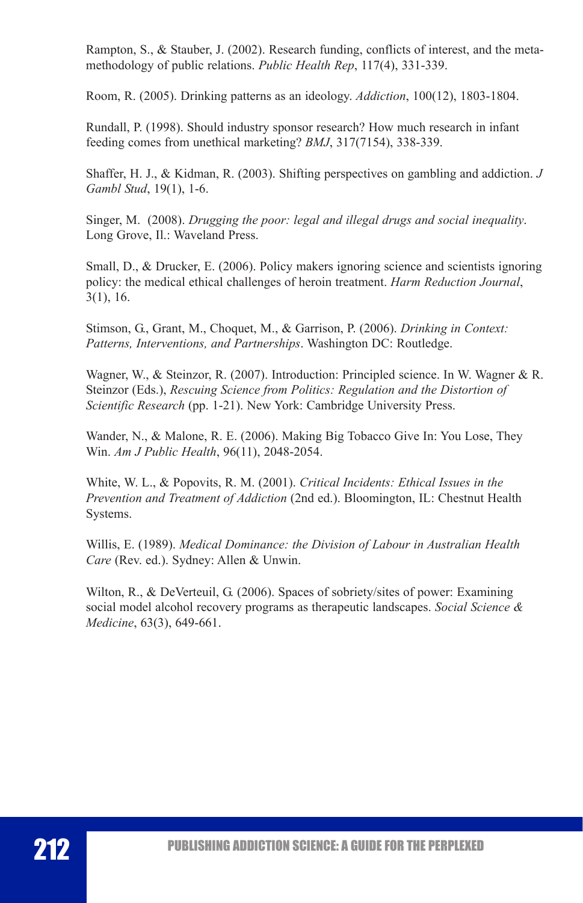Rampton, S., & Stauber, J. (2002). Research funding, conflicts of interest, and the meta-methodology of public relations. *Public Health Rep*, 117(4), 331-339.

Room, R. (2005). Drinking patterns as an ideology. *Addiction*, 100(12), 1803-1804.

Rundall, P. (1998). Should industry sponsor research? How much research in infant feeding comes from unethical marketing? *BMJ*, 317(7154), 338-339.

Shaffer, H. J., & Kidman, R. (2003). Shifting perspectives on gambling and addiction. *J Gambl Stud*, 19(1), 1-6.

Singer, M. (2008). *Drugging the poor: legal and illegal drugs and social inequality*. Long Grove, Il.: Waveland Press.

Small, D., & Drucker, E. (2006). Policy makers ignoring science and scientists ignoring policy: the medical ethical challenges of heroin treatment. *Harm Reduction Journal*, 3(1), 16.

Stimson, G., Grant, M., Choquet, M., & Garrison, P. (2006). *Drinking in Context: Patterns, Interventions, and Partnerships*. Washington DC: Routledge.

Wagner, W., & Steinzor, R. (2007). Introduction: Principled science. In W. Wagner & R. Steinzor (Eds.), *Rescuing Science from Politics: Regulation and the Distortion of Scientific Research* (pp. 1-21). New York: Cambridge University Press.

Wander, N., & Malone, R. E. (2006). Making Big Tobacco Give In: You Lose, They Win. *Am J Public Health*, 96(11), 2048-2054.

White, W. L., & Popovits, R. M. (2001). *Critical Incidents: Ethical Issues in the Prevention and Treatment of Addiction* (2nd ed.). Bloomington, IL: Chestnut Health Systems.

Willis, E. (1989). *Medical Dominance: the Division of Labour in Australian Health Care* (Rev. ed.). Sydney: Allen & Unwin.

Wilton, R., & DeVerteuil, G. (2006). Spaces of sobriety/sites of power: Examining social model alcohol recovery programs as therapeutic landscapes. *Social Science & Medicine*, 63(3), 649-661.